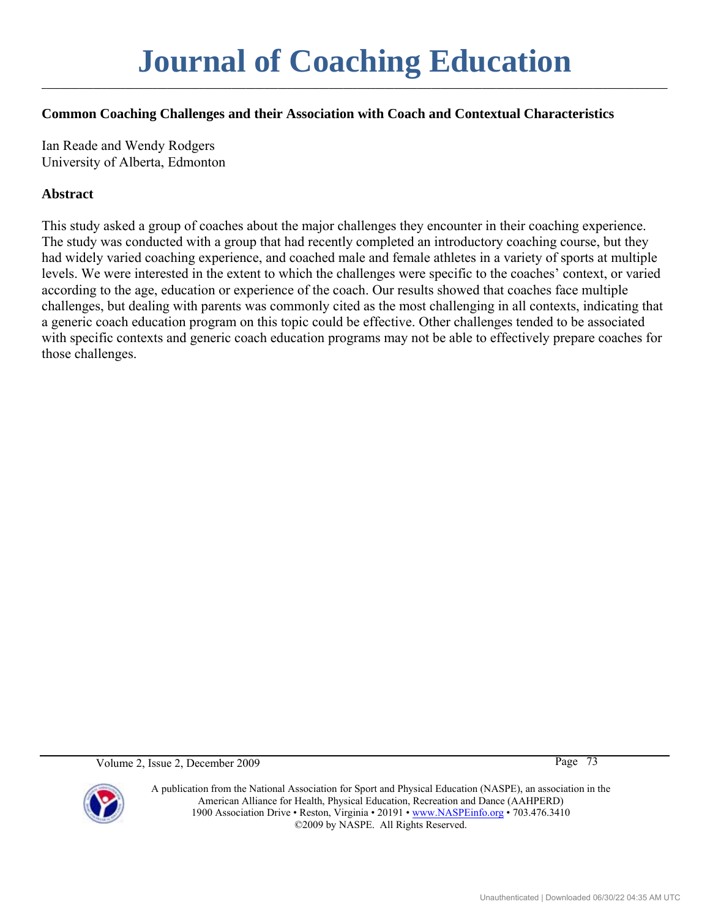# Journal of Coaching Education

## Common Coaching Challenges and their Association with Coach and Contextual Characteristics

Ian Reade and Wendy Rodgers
University of Alberta, Edmonton

### Abstract

This study asked a group of coaches about the major challenges they encounter in their coaching experience. The study was conducted with a group that had recently completed an introductory coaching course, but they had widely varied coaching experience, and coached male and female athletes in a variety of sports at multiple levels. We were interested in the extent to which the challenges were specific to the coaches' context, or varied according to the age, education or experience of the coach. Our results showed that coaches face multiple challenges, but dealing with parents was commonly cited as the most challenging in all contexts, indicating that a generic coach education program on this topic could be effective. Other challenges tended to be associated with specific contexts and generic coach education programs may not be able to effectively prepare coaches for those challenges.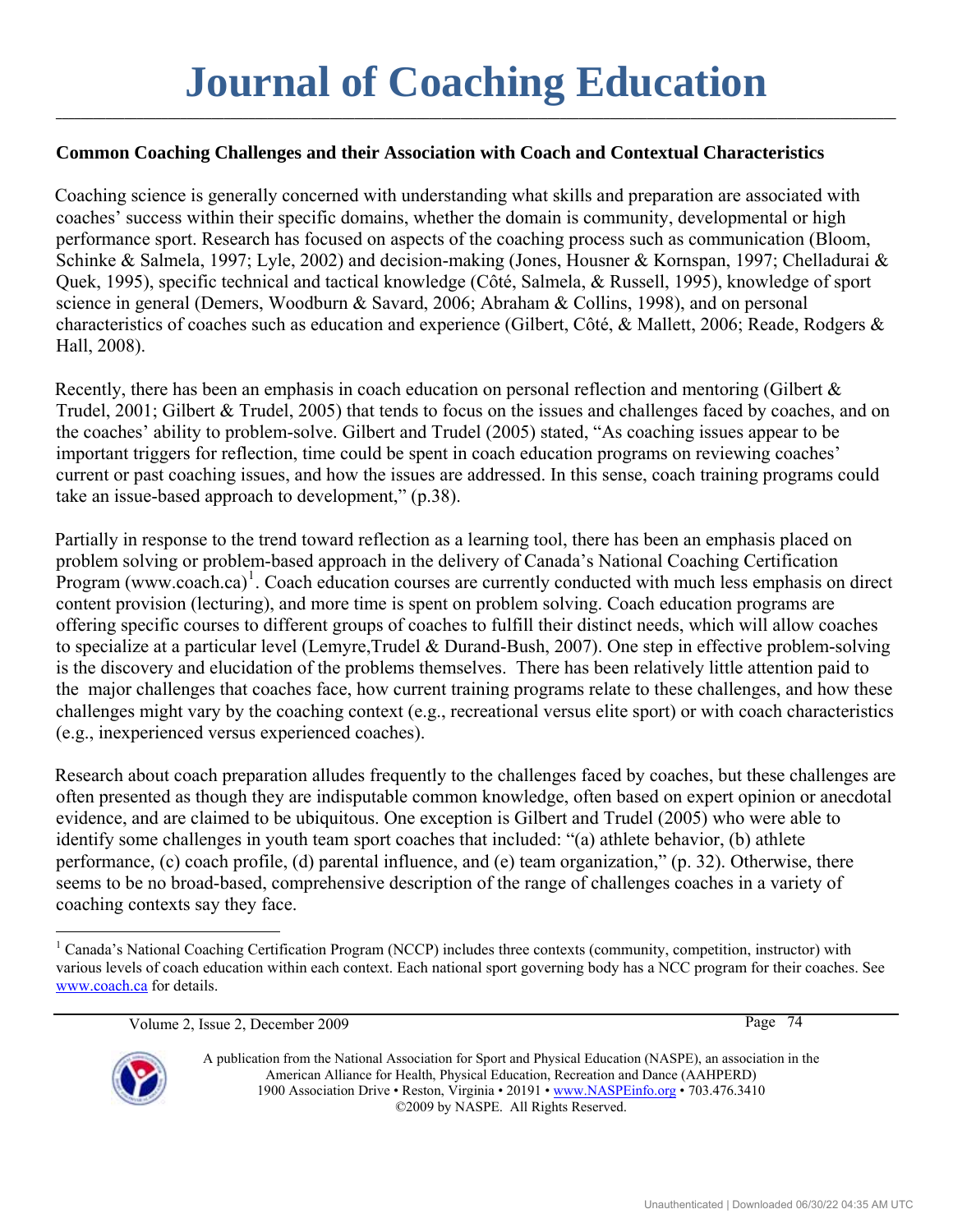## Common Coaching Challenges and their Association with Coach and Contextual Characteristics

Coaching science is generally concerned with understanding what skills and preparation are associated with coaches' success within their specific domains, whether the domain is community, developmental or high performance sport. Research has focused on aspects of the coaching process such as communication (Bloom, Schinke & Salmela, 1997; Lyle, 2002) and decision-making (Jones, Housner & Kornspan, 1997; Chelladurai & Quek, 1995), specific technical and tactical knowledge (Côté, Salmela, & Russell, 1995), knowledge of sport science in general (Demers, Woodburn & Savard, 2006; Abraham & Collins, 1998), and on personal characteristics of coaches such as education and experience (Gilbert, Côté, & Mallett, 2006; Reade, Rodgers & Hall, 2008).

Recently, there has been an emphasis in coach education on personal reflection and mentoring (Gilbert & Trudel, 2001; Gilbert & Trudel, 2005) that tends to focus on the issues and challenges faced by coaches, and on the coaches' ability to problem-solve. Gilbert and Trudel (2005) stated, "As coaching issues appear to be important triggers for reflection, time could be spent in coach education programs on reviewing coaches' current or past coaching issues, and how the issues are addressed. In this sense, coach training programs could take an issue-based approach to development," (p.38).

Partially in response to the trend toward reflection as a learning tool, there has been an emphasis placed on problem solving or problem-based approach in the delivery of Canada's National Coaching Certification Program (www.coach.ca)[1]. Coach education courses are currently conducted with much less emphasis on direct content provision (lecturing), and more time is spent on problem solving. Coach education programs are offering specific courses to different groups of coaches to fulfill their distinct needs, which will allow coaches to specialize at a particular level (Lemyre,Trudel & Durand-Bush, 2007). One step in effective problem-solving is the discovery and elucidation of the problems themselves. There has been relatively little attention paid to the major challenges that coaches face, how current training programs relate to these challenges, and how these challenges might vary by the coaching context (e.g., recreational versus elite sport) or with coach characteristics (e.g., inexperienced versus experienced coaches).

Research about coach preparation alludes frequently to the challenges faced by coaches, but these challenges are often presented as though they are indisputable common knowledge, often based on expert opinion or anecdotal evidence, and are claimed to be ubiquitous. One exception is Gilbert and Trudel (2005) who were able to identify some challenges in youth team sport coaches that included: "(a) athlete behavior, (b) athlete performance, (c) coach profile, (d) parental influence, and (e) team organization," (p. 32). Otherwise, there seems to be no broad-based, comprehensive description of the range of challenges coaches in a variety of coaching contexts say they face.

---

[1] Canada's National Coaching Certification Program (NCCP) includes three contexts (community, competition, instructor) with various levels of coach education within each context. Each national sport governing body has a NCC program for their coaches. See www.coach.ca for details.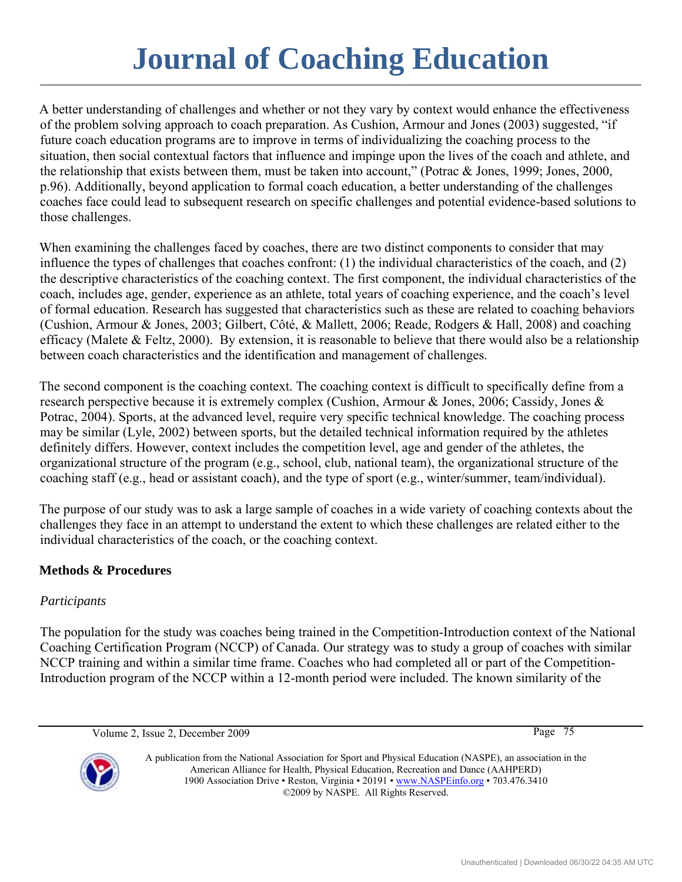A better understanding of challenges and whether or not they vary by context would enhance the effectiveness of the problem solving approach to coach preparation. As Cushion, Armour and Jones (2003) suggested, "if future coach education programs are to improve in terms of individualizing the coaching process to the situation, then social contextual factors that influence and impinge upon the lives of the coach and athlete, and the relationship that exists between them, must be taken into account," (Potrac & Jones, 1999; Jones, 2000, p.96). Additionally, beyond application to formal coach education, a better understanding of the challenges coaches face could lead to subsequent research on specific challenges and potential evidence-based solutions to those challenges.

When examining the challenges faced by coaches, there are two distinct components to consider that may influence the types of challenges that coaches confront: (1) the individual characteristics of the coach, and (2) the descriptive characteristics of the coaching context. The first component, the individual characteristics of the coach, includes age, gender, experience as an athlete, total years of coaching experience, and the coach's level of formal education. Research has suggested that characteristics such as these are related to coaching behaviors (Cushion, Armour & Jones, 2003; Gilbert, Côté, & Mallett, 2006; Reade, Rodgers & Hall, 2008) and coaching efficacy (Malete & Feltz, 2000). By extension, it is reasonable to believe that there would also be a relationship between coach characteristics and the identification and management of challenges.

The second component is the coaching context. The coaching context is difficult to specifically define from a research perspective because it is extremely complex (Cushion, Armour & Jones, 2006; Cassidy, Jones & Potrac, 2004). Sports, at the advanced level, require very specific technical knowledge. The coaching process may be similar (Lyle, 2002) between sports, but the detailed technical information required by the athletes definitely differs. However, context includes the competition level, age and gender of the athletes, the organizational structure of the program (e.g., school, club, national team), the organizational structure of the coaching staff (e.g., head or assistant coach), and the type of sport (e.g., winter/summer, team/individual).

The purpose of our study was to ask a large sample of coaches in a wide variety of coaching contexts about the challenges they face in an attempt to understand the extent to which these challenges are related either to the individual characteristics of the coach, or the coaching context.

## Methods & Procedures

### *Participants*

The population for the study was coaches being trained in the Competition-Introduction context of the National Coaching Certification Program (NCCP) of Canada. Our strategy was to study a group of coaches with similar NCCP training and within a similar time frame. Coaches who had completed all or part of the Competition-Introduction program of the NCCP within a 12-month period were included. The known similarity of the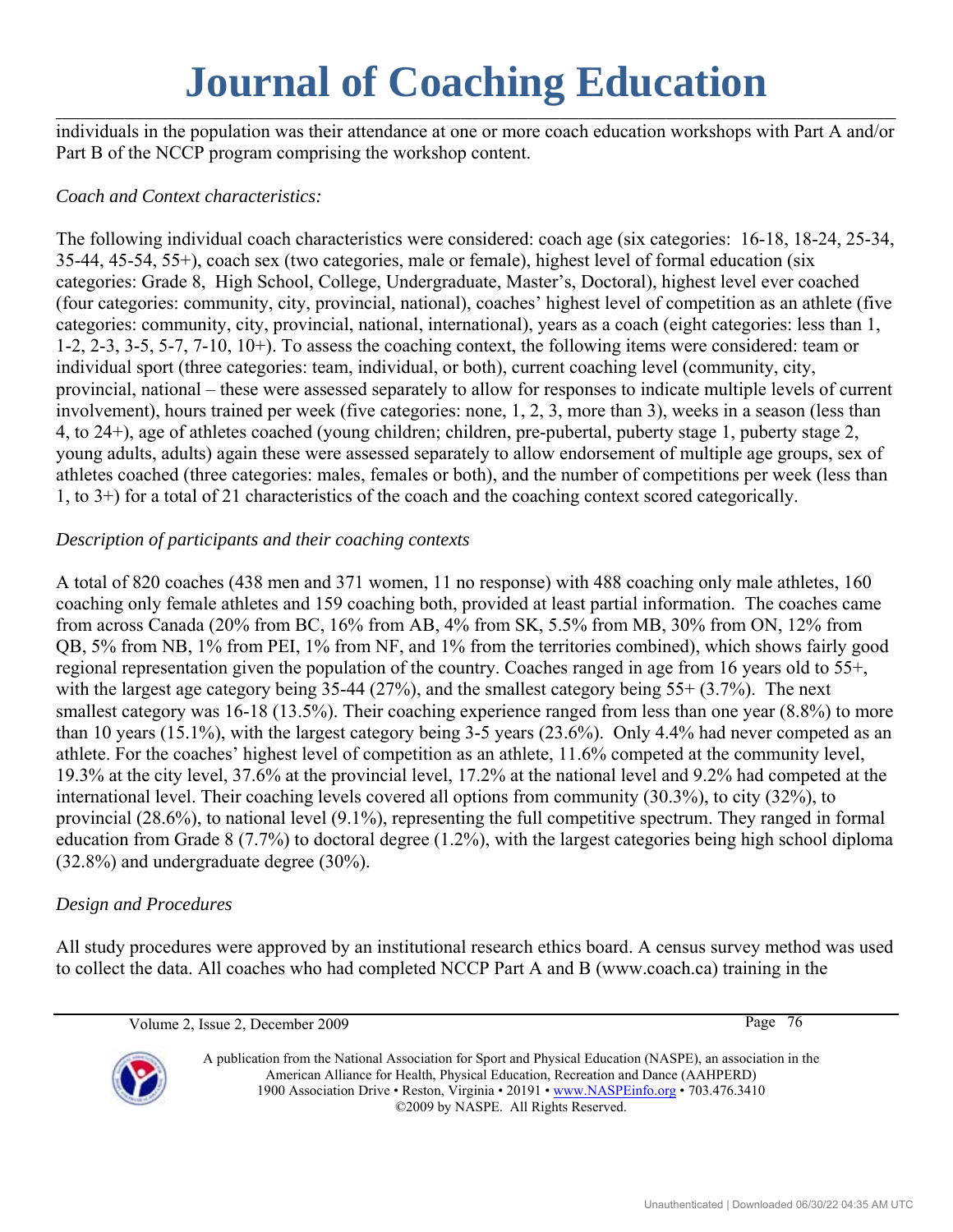individuals in the population was their attendance at one or more coach education workshops with Part A and/or Part B of the NCCP program comprising the workshop content.

*Coach and Context characteristics:*

The following individual coach characteristics were considered: coach age (six categories: 16-18, 18-24, 25-34, 35-44, 45-54, 55+), coach sex (two categories, male or female), highest level of formal education (six categories: Grade 8, High School, College, Undergraduate, Master's, Doctoral), highest level ever coached (four categories: community, city, provincial, national), coaches' highest level of competition as an athlete (five categories: community, city, provincial, national, international), years as a coach (eight categories: less than 1, 1-2, 2-3, 3-5, 5-7, 7-10, 10+). To assess the coaching context, the following items were considered: team or individual sport (three categories: team, individual, or both), current coaching level (community, city, provincial, national – these were assessed separately to allow for responses to indicate multiple levels of current involvement), hours trained per week (five categories: none, 1, 2, 3, more than 3), weeks in a season (less than 4, to 24+), age of athletes coached (young children; children, pre-pubertal, puberty stage 1, puberty stage 2, young adults, adults) again these were assessed separately to allow endorsement of multiple age groups, sex of athletes coached (three categories: males, females or both), and the number of competitions per week (less than 1, to 3+) for a total of 21 characteristics of the coach and the coaching context scored categorically.

*Description of participants and their coaching contexts*

A total of 820 coaches (438 men and 371 women, 11 no response) with 488 coaching only male athletes, 160 coaching only female athletes and 159 coaching both, provided at least partial information. The coaches came from across Canada (20% from BC, 16% from AB, 4% from SK, 5.5% from MB, 30% from ON, 12% from QB, 5% from NB, 1% from PEI, 1% from NF, and 1% from the territories combined), which shows fairly good regional representation given the population of the country. Coaches ranged in age from 16 years old to 55+, with the largest age category being 35-44 (27%), and the smallest category being 55+ (3.7%). The next smallest category was 16-18 (13.5%). Their coaching experience ranged from less than one year (8.8%) to more than 10 years (15.1%), with the largest category being 3-5 years (23.6%). Only 4.4% had never competed as an athlete. For the coaches' highest level of competition as an athlete, 11.6% competed at the community level, 19.3% at the city level, 37.6% at the provincial level, 17.2% at the national level and 9.2% had competed at the international level. Their coaching levels covered all options from community (30.3%), to city (32%), to provincial (28.6%), to national level (9.1%), representing the full competitive spectrum. They ranged in formal education from Grade 8 (7.7%) to doctoral degree (1.2%), with the largest categories being high school diploma (32.8%) and undergraduate degree (30%).

*Design and Procedures*

All study procedures were approved by an institutional research ethics board. A census survey method was used to collect the data. All coaches who had completed NCCP Part A and B (www.coach.ca) training in the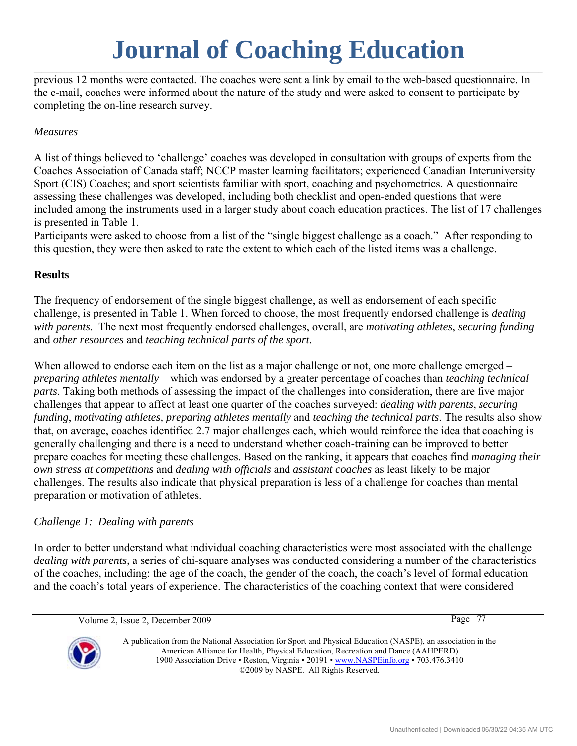previous 12 months were contacted. The coaches were sent a link by email to the web-based questionnaire. In the e-mail, coaches were informed about the nature of the study and were asked to consent to participate by completing the on-line research survey.

*Measures*

A list of things believed to 'challenge' coaches was developed in consultation with groups of experts from the Coaches Association of Canada staff; NCCP master learning facilitators; experienced Canadian Interuniversity Sport (CIS) Coaches; and sport scientists familiar with sport, coaching and psychometrics. A questionnaire assessing these challenges was developed, including both checklist and open-ended questions that were included among the instruments used in a larger study about coach education practices. The list of 17 challenges is presented in Table 1.

Participants were asked to choose from a list of the "single biggest challenge as a coach." After responding to this question, they were then asked to rate the extent to which each of the listed items was a challenge.

**Results**

The frequency of endorsement of the single biggest challenge, as well as endorsement of each specific challenge, is presented in Table 1. When forced to choose, the most frequently endorsed challenge is *dealing with parents*. The next most frequently endorsed challenges, overall, are *motivating athletes*, *securing funding* and *other resources* and *teaching technical parts of the sport*.

When allowed to endorse each item on the list as a major challenge or not, one more challenge emerged – *preparing athletes mentally* – which was endorsed by a greater percentage of coaches than *teaching technical parts*. Taking both methods of assessing the impact of the challenges into consideration, there are five major challenges that appear to affect at least one quarter of the coaches surveyed: *dealing with parents*, *securing funding*, *motivating athletes, preparing athletes mentally* and *teaching the technical parts*. The results also show that, on average, coaches identified 2.7 major challenges each, which would reinforce the idea that coaching is generally challenging and there is a need to understand whether coach-training can be improved to better prepare coaches for meeting these challenges. Based on the ranking, it appears that coaches find *managing their own stress at competitions* and *dealing with officials* and *assistant coaches* as least likely to be major challenges. The results also indicate that physical preparation is less of a challenge for coaches than mental preparation or motivation of athletes.

*Challenge 1: Dealing with parents*

In order to better understand what individual coaching characteristics were most associated with the challenge *dealing with parents,* a series of chi-square analyses was conducted considering a number of the characteristics of the coaches, including: the age of the coach, the gender of the coach, the coach's level of formal education and the coach's total years of experience. The characteristics of the coaching context that were considered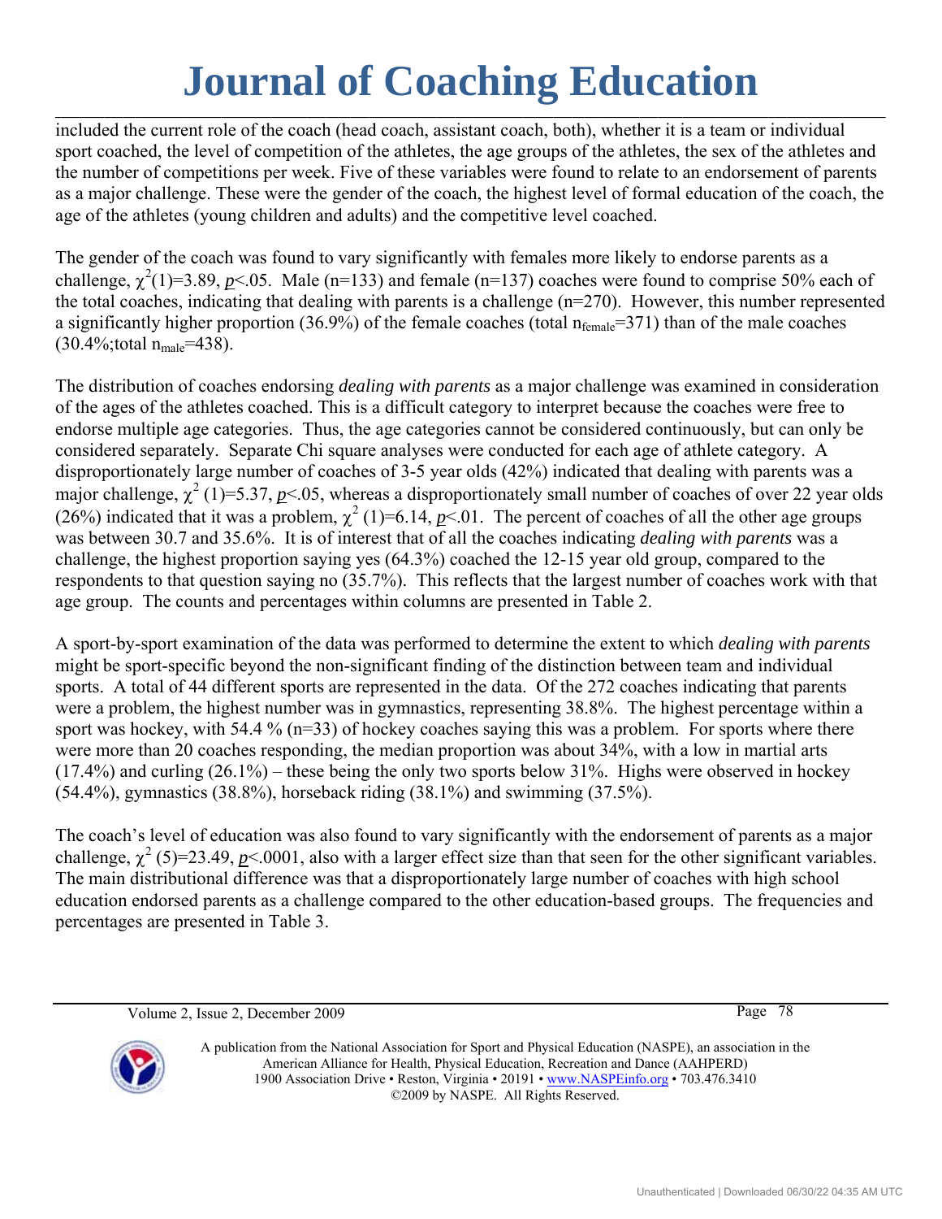included the current role of the coach (head coach, assistant coach, both), whether it is a team or individual sport coached, the level of competition of the athletes, the age groups of the athletes, the sex of the athletes and the number of competitions per week. Five of these variables were found to relate to an endorsement of parents as a major challenge. These were the gender of the coach, the highest level of formal education of the coach, the age of the athletes (young children and adults) and the competitive level coached.

The gender of the coach was found to vary significantly with females more likely to endorse parents as a challenge, $\chi^2(1)=3.89$, $p<.05$. Male (n=133) and female (n=137) coaches were found to comprise 50% each of the total coaches, indicating that dealing with parents is a challenge (n=270). However, this number represented a significantly higher proportion (36.9%) of the female coaches (total $n_{female}=371$) than of the male coaches (30.4%;total $n_{male}=438$).

The distribution of coaches endorsing *dealing with parents* as a major challenge was examined in consideration of the ages of the athletes coached. This is a difficult category to interpret because the coaches were free to endorse multiple age categories. Thus, the age categories cannot be considered continuously, but can only be considered separately. Separate Chi square analyses were conducted for each age of athlete category. A disproportionately large number of coaches of 3-5 year olds (42%) indicated that dealing with parents was a major challenge, $\chi^2$ (1)=5.37, $p<.05$, whereas a disproportionately small number of coaches of over 22 year olds (26%) indicated that it was a problem, $\chi^2$ (1)=6.14, $p<.01$. The percent of coaches of all the other age groups was between 30.7 and 35.6%. It is of interest that of all the coaches indicating *dealing with parents* was a challenge, the highest proportion saying yes (64.3%) coached the 12-15 year old group, compared to the respondents to that question saying no (35.7%). This reflects that the largest number of coaches work with that age group. The counts and percentages within columns are presented in Table 2.

A sport-by-sport examination of the data was performed to determine the extent to which *dealing with parents* might be sport-specific beyond the non-significant finding of the distinction between team and individual sports. A total of 44 different sports are represented in the data. Of the 272 coaches indicating that parents were a problem, the highest number was in gymnastics, representing 38.8%. The highest percentage within a sport was hockey, with 54.4 % (n=33) of hockey coaches saying this was a problem. For sports where there were more than 20 coaches responding, the median proportion was about 34%, with a low in martial arts (17.4%) and curling (26.1%) – these being the only two sports below 31%. Highs were observed in hockey (54.4%), gymnastics (38.8%), horseback riding (38.1%) and swimming (37.5%).

The coach's level of education was also found to vary significantly with the endorsement of parents as a major challenge, $\chi^2$ (5)=23.49, $p<.0001$, also with a larger effect size than that seen for the other significant variables. The main distributional difference was that a disproportionately large number of coaches with high school education endorsed parents as a challenge compared to the other education-based groups. The frequencies and percentages are presented in Table 3.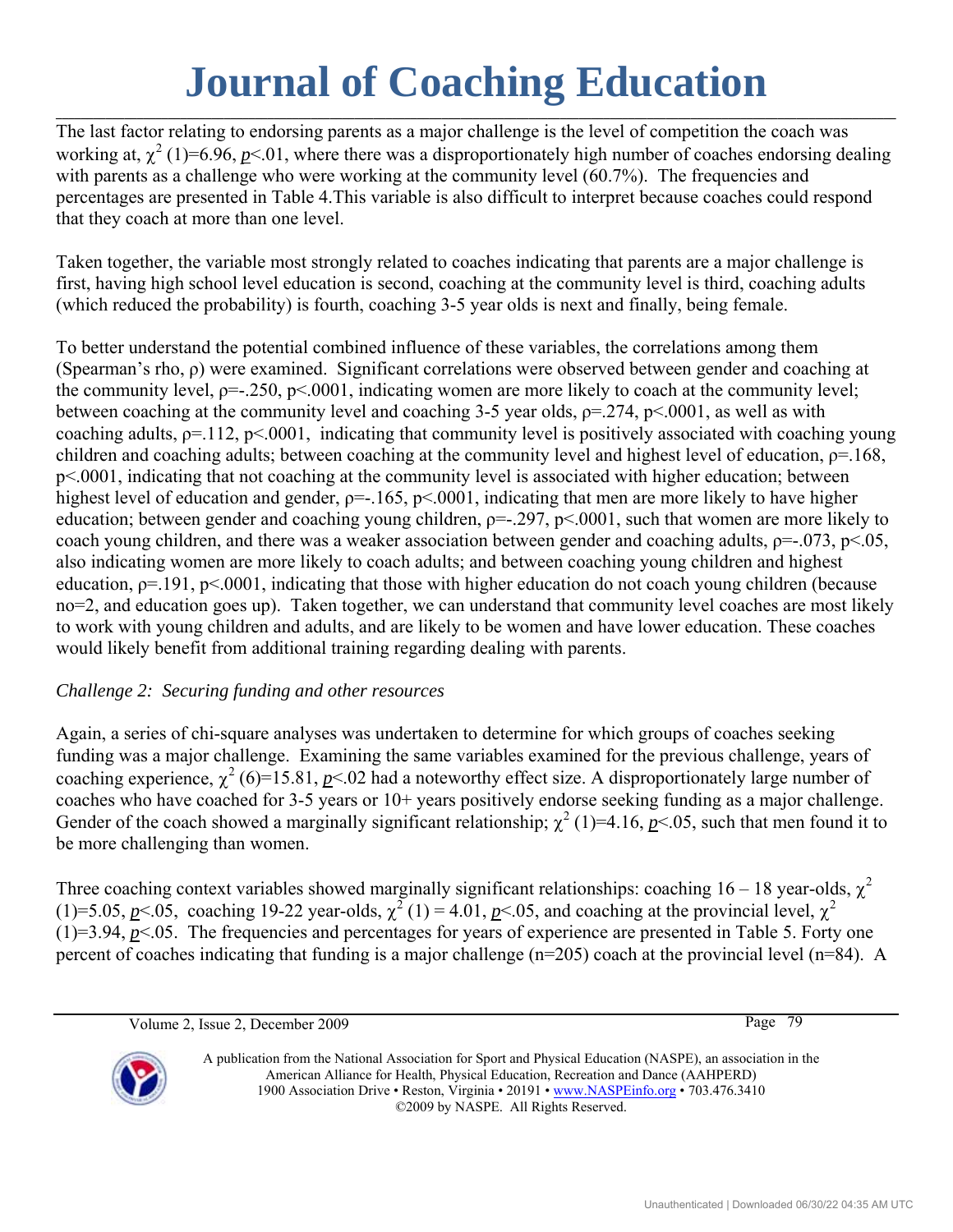The last factor relating to endorsing parents as a major challenge is the level of competition the coach was working at, $\chi^2$ (1)=6.96, $p$<.01, where there was a disproportionately high number of coaches endorsing dealing with parents as a challenge who were working at the community level (60.7%). The frequencies and percentages are presented in Table 4.This variable is also difficult to interpret because coaches could respond that they coach at more than one level.

Taken together, the variable most strongly related to coaches indicating that parents are a major challenge is first, having high school level education is second, coaching at the community level is third, coaching adults (which reduced the probability) is fourth, coaching 3-5 year olds is next and finally, being female.

To better understand the potential combined influence of these variables, the correlations among them (Spearman's rho, $\rho$) were examined. Significant correlations were observed between gender and coaching at the community level, $\rho$=-.250, p<.0001, indicating women are more likely to coach at the community level; between coaching at the community level and coaching 3-5 year olds, $\rho$=.274, p<.0001, as well as with coaching adults, $\rho$=.112, p<.0001, indicating that community level is positively associated with coaching young children and coaching adults; between coaching at the community level and highest level of education, $\rho$=.168, p<.0001, indicating that not coaching at the community level is associated with higher education; between highest level of education and gender, $\rho$=-.165, p<.0001, indicating that men are more likely to have higher education; between gender and coaching young children, $\rho$=-.297, p<.0001, such that women are more likely to coach young children, and there was a weaker association between gender and coaching adults, $\rho$=-.073, p<.05, also indicating women are more likely to coach adults; and between coaching young children and highest education, $\rho$=.191, p<.0001, indicating that those with higher education do not coach young children (because no=2, and education goes up). Taken together, we can understand that community level coaches are most likely to work with young children and adults, and are likely to be women and have lower education. These coaches would likely benefit from additional training regarding dealing with parents.

*Challenge 2: Securing funding and other resources*

Again, a series of chi-square analyses was undertaken to determine for which groups of coaches seeking funding was a major challenge. Examining the same variables examined for the previous challenge, years of coaching experience, $\chi^2$ (6)=15.81, $p$<.02 had a noteworthy effect size. A disproportionately large number of coaches who have coached for 3-5 years or 10+ years positively endorse seeking funding as a major challenge. Gender of the coach showed a marginally significant relationship; $\chi^2$ (1)=4.16, $p$<.05, such that men found it to be more challenging than women.

Three coaching context variables showed marginally significant relationships: coaching 16 – 18 year-olds, $\chi^2$ (1)=5.05, $p$<.05, coaching 19-22 year-olds, $\chi^2$ (1) = 4.01, $p$<.05, and coaching at the provincial level, $\chi^2$ (1)=3.94, $p$<.05. The frequencies and percentages for years of experience are presented in Table 5. Forty one percent of coaches indicating that funding is a major challenge (n=205) coach at the provincial level (n=84). A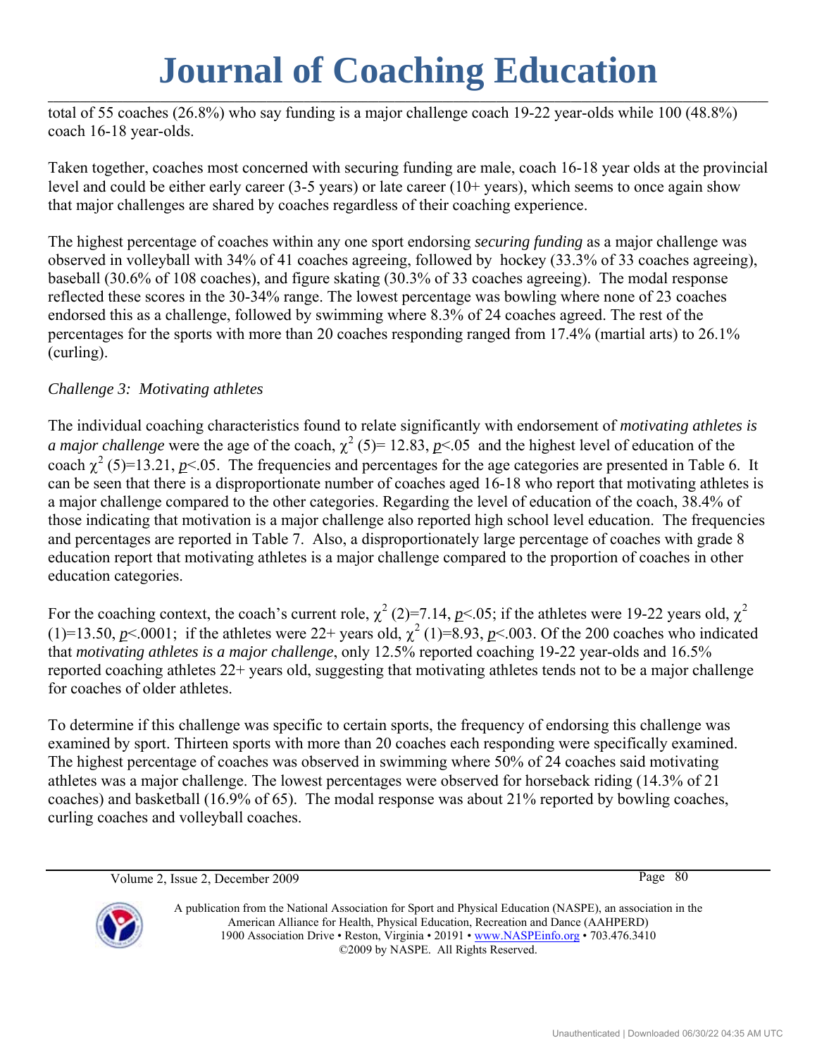total of 55 coaches (26.8%) who say funding is a major challenge coach 19-22 year-olds while 100 (48.8%) coach 16-18 year-olds.

Taken together, coaches most concerned with securing funding are male, coach 16-18 year olds at the provincial level and could be either early career (3-5 years) or late career (10+ years), which seems to once again show that major challenges are shared by coaches regardless of their coaching experience.

The highest percentage of coaches within any one sport endorsing *securing funding* as a major challenge was observed in volleyball with 34% of 41 coaches agreeing, followed by hockey (33.3% of 33 coaches agreeing), baseball (30.6% of 108 coaches), and figure skating (30.3% of 33 coaches agreeing). The modal response reflected these scores in the 30-34% range. The lowest percentage was bowling where none of 23 coaches endorsed this as a challenge, followed by swimming where 8.3% of 24 coaches agreed. The rest of the percentages for the sports with more than 20 coaches responding ranged from 17.4% (martial arts) to 26.1% (curling).

*Challenge 3: Motivating athletes*

The individual coaching characteristics found to relate significantly with endorsement of *motivating athletes is a major challenge* were the age of the coach, $\chi^2$ (5)= 12.83, $p<.05$ and the highest level of education of the coach $\chi^2$ (5)=13.21, $p<.05$. The frequencies and percentages for the age categories are presented in Table 6. It can be seen that there is a disproportionate number of coaches aged 16-18 who report that motivating athletes is a major challenge compared to the other categories. Regarding the level of education of the coach, 38.4% of those indicating that motivation is a major challenge also reported high school level education. The frequencies and percentages are reported in Table 7. Also, a disproportionately large percentage of coaches with grade 8 education report that motivating athletes is a major challenge compared to the proportion of coaches in other education categories.

For the coaching context, the coach's current role, $\chi^2$ (2)=7.14, $p<.05$; if the athletes were 19-22 years old, $\chi^2$ (1)=13.50, $p<.0001$; if the athletes were 22+ years old, $\chi^2$ (1)=8.93, $p<.003$. Of the 200 coaches who indicated that *motivating athletes is a major challenge*, only 12.5% reported coaching 19-22 year-olds and 16.5% reported coaching athletes 22+ years old, suggesting that motivating athletes tends not to be a major challenge for coaches of older athletes.

To determine if this challenge was specific to certain sports, the frequency of endorsing this challenge was examined by sport. Thirteen sports with more than 20 coaches each responding were specifically examined. The highest percentage of coaches was observed in swimming where 50% of 24 coaches said motivating athletes was a major challenge. The lowest percentages were observed for horseback riding (14.3% of 21 coaches) and basketball (16.9% of 65). The modal response was about 21% reported by bowling coaches, curling coaches and volleyball coaches.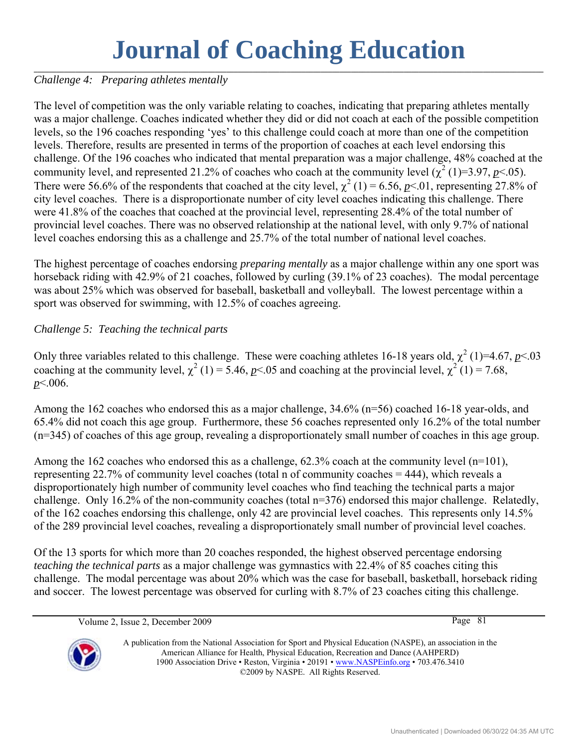*Challenge 4: Preparing athletes mentally*

The level of competition was the only variable relating to coaches, indicating that preparing athletes mentally was a major challenge. Coaches indicated whether they did or did not coach at each of the possible competition levels, so the 196 coaches responding 'yes' to this challenge could coach at more than one of the competition levels. Therefore, results are presented in terms of the proportion of coaches at each level endorsing this challenge. Of the 196 coaches who indicated that mental preparation was a major challenge, 48% coached at the community level, and represented 21.2% of coaches who coach at the community level ($\chi^2$ (1)=3.97, $p$<.05). There were 56.6% of the respondents that coached at the city level, $\chi^2$ (1) = 6.56, $p$<.01, representing 27.8% of city level coaches. There is a disproportionate number of city level coaches indicating this challenge. There were 41.8% of the coaches that coached at the provincial level, representing 28.4% of the total number of provincial level coaches. There was no observed relationship at the national level, with only 9.7% of national level coaches endorsing this as a challenge and 25.7% of the total number of national level coaches.

The highest percentage of coaches endorsing *preparing mentally* as a major challenge within any one sport was horseback riding with 42.9% of 21 coaches, followed by curling (39.1% of 23 coaches). The modal percentage was about 25% which was observed for baseball, basketball and volleyball. The lowest percentage within a sport was observed for swimming, with 12.5% of coaches agreeing.

*Challenge 5: Teaching the technical parts*

Only three variables related to this challenge. These were coaching athletes 16-18 years old, $\chi^2$ (1)=4.67, $p$<.03 coaching at the community level, $\chi^2$ (1) = 5.46, $p$<.05 and coaching at the provincial level, $\chi^2$ (1) = 7.68, $p$<.006.

Among the 162 coaches who endorsed this as a major challenge, 34.6% (n=56) coached 16-18 year-olds, and 65.4% did not coach this age group. Furthermore, these 56 coaches represented only 16.2% of the total number (n=345) of coaches of this age group, revealing a disproportionately small number of coaches in this age group.

Among the 162 coaches who endorsed this as a challenge, 62.3% coach at the community level (n=101), representing 22.7% of community level coaches (total n of community coaches = 444), which reveals a disproportionately high number of community level coaches who find teaching the technical parts a major challenge. Only 16.2% of the non-community coaches (total n=376) endorsed this major challenge. Relatedly, of the 162 coaches endorsing this challenge, only 42 are provincial level coaches. This represents only 14.5% of the 289 provincial level coaches, revealing a disproportionately small number of provincial level coaches.

Of the 13 sports for which more than 20 coaches responded, the highest observed percentage endorsing *teaching the technical parts* as a major challenge was gymnastics with 22.4% of 85 coaches citing this challenge. The modal percentage was about 20% which was the case for baseball, basketball, horseback riding and soccer. The lowest percentage was observed for curling with 8.7% of 23 coaches citing this challenge.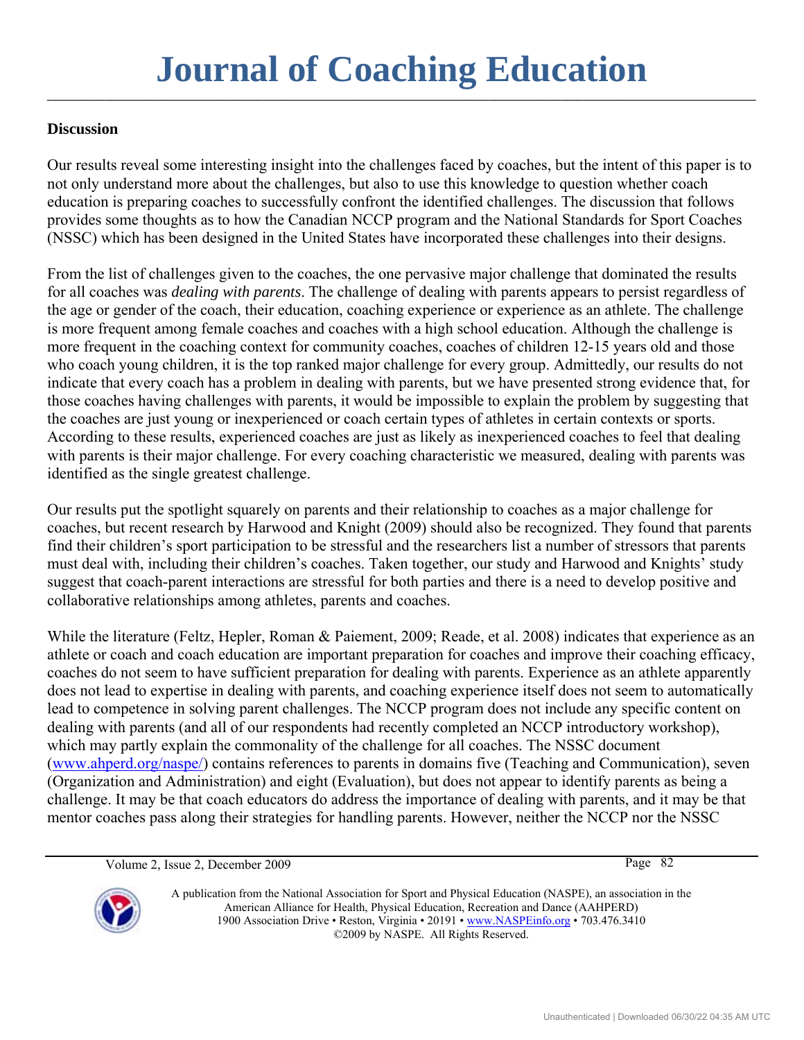## Discussion

Our results reveal some interesting insight into the challenges faced by coaches, but the intent of this paper is to not only understand more about the challenges, but also to use this knowledge to question whether coach education is preparing coaches to successfully confront the identified challenges. The discussion that follows provides some thoughts as to how the Canadian NCCP program and the National Standards for Sport Coaches (NSSC) which has been designed in the United States have incorporated these challenges into their designs.

From the list of challenges given to the coaches, the one pervasive major challenge that dominated the results for all coaches was *dealing with parents*. The challenge of dealing with parents appears to persist regardless of the age or gender of the coach, their education, coaching experience or experience as an athlete. The challenge is more frequent among female coaches and coaches with a high school education. Although the challenge is more frequent in the coaching context for community coaches, coaches of children 12-15 years old and those who coach young children, it is the top ranked major challenge for every group. Admittedly, our results do not indicate that every coach has a problem in dealing with parents, but we have presented strong evidence that, for those coaches having challenges with parents, it would be impossible to explain the problem by suggesting that the coaches are just young or inexperienced or coach certain types of athletes in certain contexts or sports. According to these results, experienced coaches are just as likely as inexperienced coaches to feel that dealing with parents is their major challenge. For every coaching characteristic we measured, dealing with parents was identified as the single greatest challenge.

Our results put the spotlight squarely on parents and their relationship to coaches as a major challenge for coaches, but recent research by Harwood and Knight (2009) should also be recognized. They found that parents find their children's sport participation to be stressful and the researchers list a number of stressors that parents must deal with, including their children's coaches. Taken together, our study and Harwood and Knights' study suggest that coach-parent interactions are stressful for both parties and there is a need to develop positive and collaborative relationships among athletes, parents and coaches.

While the literature (Feltz, Hepler, Roman & Paiement, 2009; Reade, et al. 2008) indicates that experience as an athlete or coach and coach education are important preparation for coaches and improve their coaching efficacy, coaches do not seem to have sufficient preparation for dealing with parents. Experience as an athlete apparently does not lead to expertise in dealing with parents, and coaching experience itself does not seem to automatically lead to competence in solving parent challenges. The NCCP program does not include any specific content on dealing with parents (and all of our respondents had recently completed an NCCP introductory workshop), which may partly explain the commonality of the challenge for all coaches. The NSSC document (www.ahperd.org/naspe/) contains references to parents in domains five (Teaching and Communication), seven (Organization and Administration) and eight (Evaluation), but does not appear to identify parents as being a challenge. It may be that coach educators do address the importance of dealing with parents, and it may be that mentor coaches pass along their strategies for handling parents. However, neither the NCCP nor the NSSC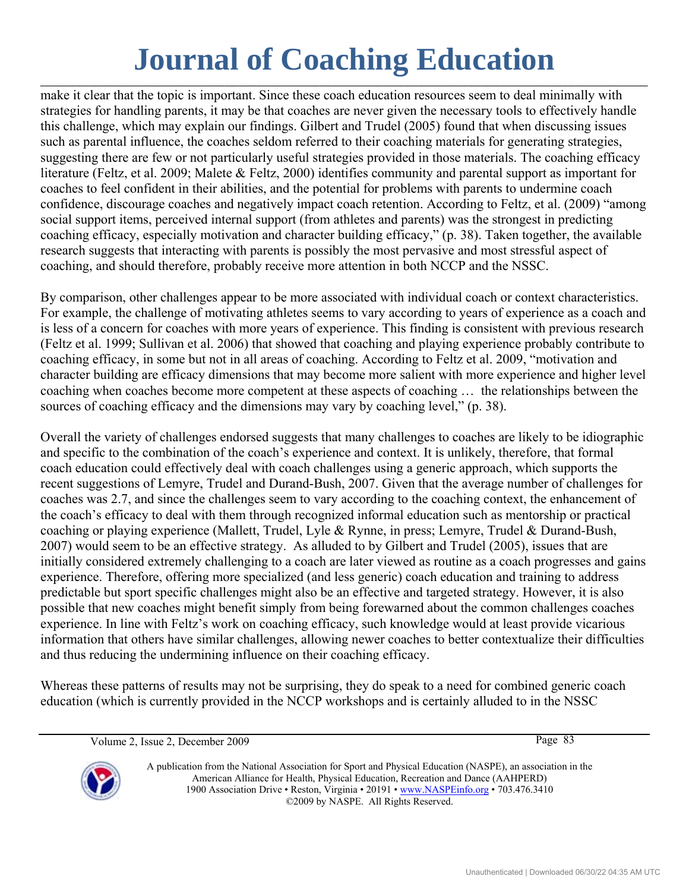make it clear that the topic is important. Since these coach education resources seem to deal minimally with strategies for handling parents, it may be that coaches are never given the necessary tools to effectively handle this challenge, which may explain our findings. Gilbert and Trudel (2005) found that when discussing issues such as parental influence, the coaches seldom referred to their coaching materials for generating strategies, suggesting there are few or not particularly useful strategies provided in those materials. The coaching efficacy literature (Feltz, et al. 2009; Malete & Feltz, 2000) identifies community and parental support as important for coaches to feel confident in their abilities, and the potential for problems with parents to undermine coach confidence, discourage coaches and negatively impact coach retention. According to Feltz, et al. (2009) "among social support items, perceived internal support (from athletes and parents) was the strongest in predicting coaching efficacy, especially motivation and character building efficacy," (p. 38). Taken together, the available research suggests that interacting with parents is possibly the most pervasive and most stressful aspect of coaching, and should therefore, probably receive more attention in both NCCP and the NSSC.

By comparison, other challenges appear to be more associated with individual coach or context characteristics. For example, the challenge of motivating athletes seems to vary according to years of experience as a coach and is less of a concern for coaches with more years of experience. This finding is consistent with previous research (Feltz et al. 1999; Sullivan et al. 2006) that showed that coaching and playing experience probably contribute to coaching efficacy, in some but not in all areas of coaching. According to Feltz et al. 2009, "motivation and character building are efficacy dimensions that may become more salient with more experience and higher level coaching when coaches become more competent at these aspects of coaching … the relationships between the sources of coaching efficacy and the dimensions may vary by coaching level," (p. 38).

Overall the variety of challenges endorsed suggests that many challenges to coaches are likely to be idiographic and specific to the combination of the coach's experience and context. It is unlikely, therefore, that formal coach education could effectively deal with coach challenges using a generic approach, which supports the recent suggestions of Lemyre, Trudel and Durand-Bush, 2007. Given that the average number of challenges for coaches was 2.7, and since the challenges seem to vary according to the coaching context, the enhancement of the coach's efficacy to deal with them through recognized informal education such as mentorship or practical coaching or playing experience (Mallett, Trudel, Lyle & Rynne, in press; Lemyre, Trudel & Durand-Bush, 2007) would seem to be an effective strategy. As alluded to by Gilbert and Trudel (2005), issues that are initially considered extremely challenging to a coach are later viewed as routine as a coach progresses and gains experience. Therefore, offering more specialized (and less generic) coach education and training to address predictable but sport specific challenges might also be an effective and targeted strategy. However, it is also possible that new coaches might benefit simply from being forewarned about the common challenges coaches experience. In line with Feltz's work on coaching efficacy, such knowledge would at least provide vicarious information that others have similar challenges, allowing newer coaches to better contextualize their difficulties and thus reducing the undermining influence on their coaching efficacy.

Whereas these patterns of results may not be surprising, they do speak to a need for combined generic coach education (which is currently provided in the NCCP workshops and is certainly alluded to in the NSSC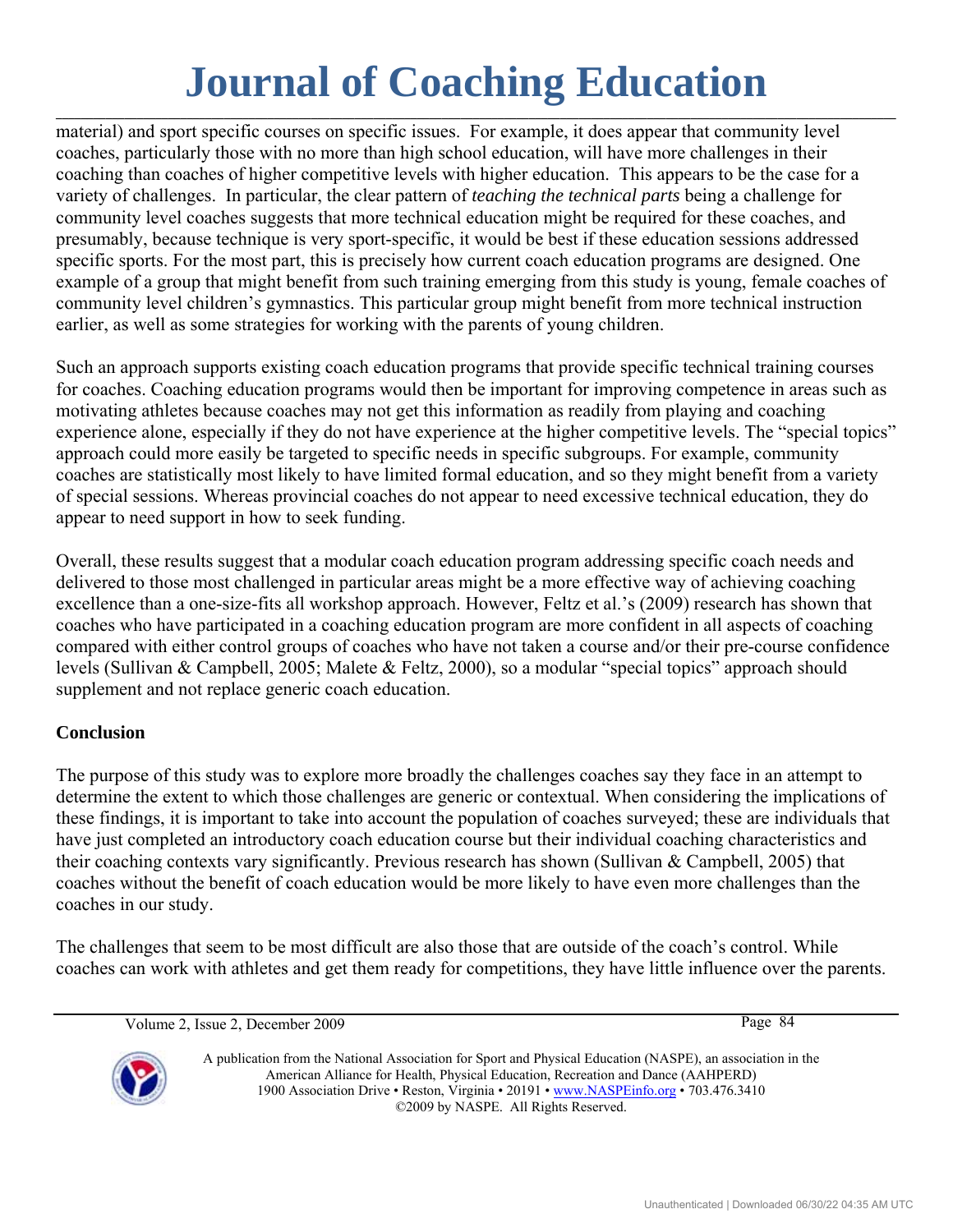material) and sport specific courses on specific issues. For example, it does appear that community level coaches, particularly those with no more than high school education, will have more challenges in their coaching than coaches of higher competitive levels with higher education. This appears to be the case for a variety of challenges. In particular, the clear pattern of *teaching the technical parts* being a challenge for community level coaches suggests that more technical education might be required for these coaches, and presumably, because technique is very sport-specific, it would be best if these education sessions addressed specific sports. For the most part, this is precisely how current coach education programs are designed. One example of a group that might benefit from such training emerging from this study is young, female coaches of community level children's gymnastics. This particular group might benefit from more technical instruction earlier, as well as some strategies for working with the parents of young children.

Such an approach supports existing coach education programs that provide specific technical training courses for coaches. Coaching education programs would then be important for improving competence in areas such as motivating athletes because coaches may not get this information as readily from playing and coaching experience alone, especially if they do not have experience at the higher competitive levels. The "special topics" approach could more easily be targeted to specific needs in specific subgroups. For example, community coaches are statistically most likely to have limited formal education, and so they might benefit from a variety of special sessions. Whereas provincial coaches do not appear to need excessive technical education, they do appear to need support in how to seek funding.

Overall, these results suggest that a modular coach education program addressing specific coach needs and delivered to those most challenged in particular areas might be a more effective way of achieving coaching excellence than a one-size-fits all workshop approach. However, Feltz et al.'s (2009) research has shown that coaches who have participated in a coaching education program are more confident in all aspects of coaching compared with either control groups of coaches who have not taken a course and/or their pre-course confidence levels (Sullivan & Campbell, 2005; Malete & Feltz, 2000), so a modular "special topics" approach should supplement and not replace generic coach education.

**Conclusion**

The purpose of this study was to explore more broadly the challenges coaches say they face in an attempt to determine the extent to which those challenges are generic or contextual. When considering the implications of these findings, it is important to take into account the population of coaches surveyed; these are individuals that have just completed an introductory coach education course but their individual coaching characteristics and their coaching contexts vary significantly. Previous research has shown (Sullivan & Campbell, 2005) that coaches without the benefit of coach education would be more likely to have even more challenges than the coaches in our study.

The challenges that seem to be most difficult are also those that are outside of the coach's control. While coaches can work with athletes and get them ready for competitions, they have little influence over the parents.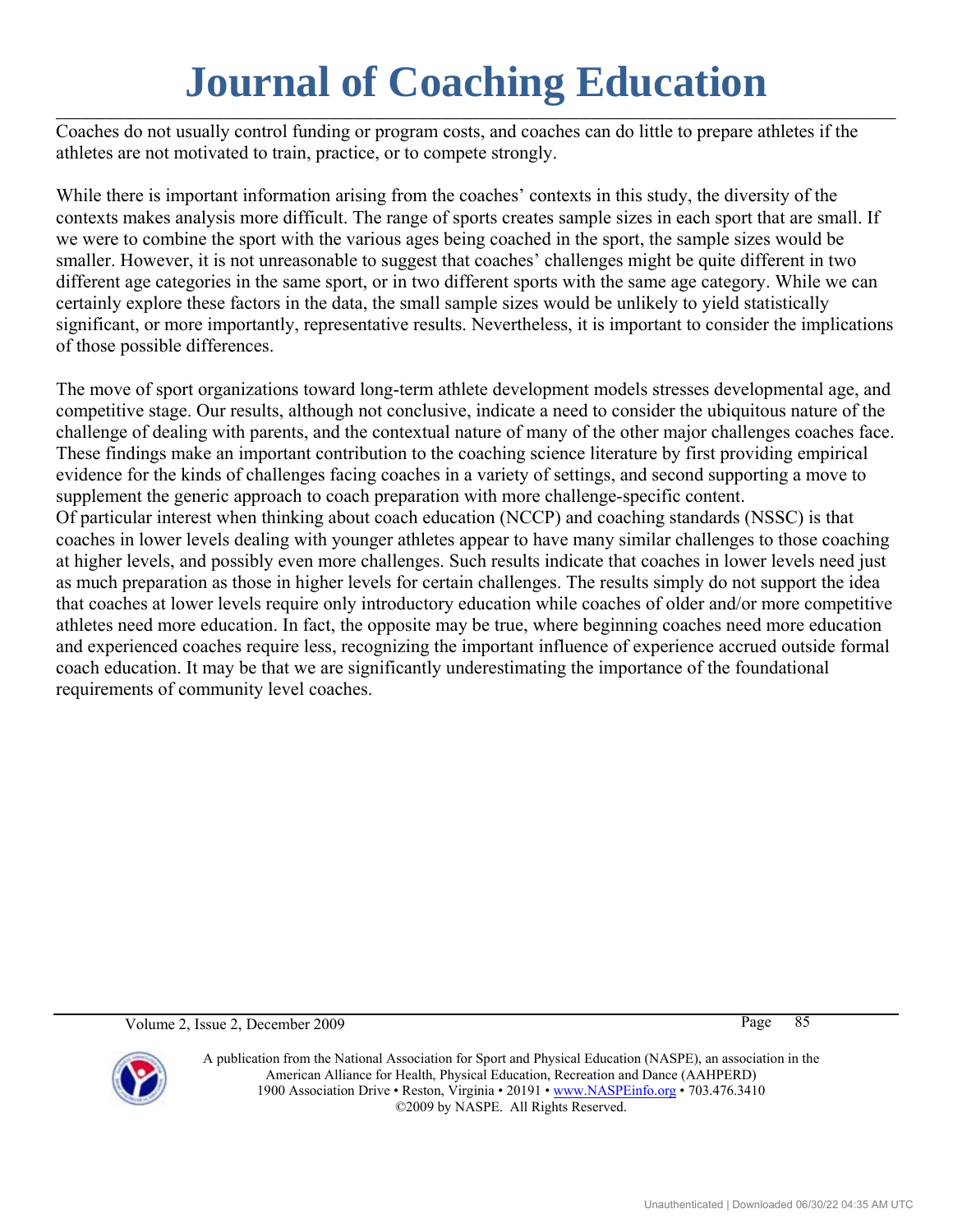Coaches do not usually control funding or program costs, and coaches can do little to prepare athletes if the athletes are not motivated to train, practice, or to compete strongly.

While there is important information arising from the coaches' contexts in this study, the diversity of the contexts makes analysis more difficult. The range of sports creates sample sizes in each sport that are small. If we were to combine the sport with the various ages being coached in the sport, the sample sizes would be smaller. However, it is not unreasonable to suggest that coaches' challenges might be quite different in two different age categories in the same sport, or in two different sports with the same age category. While we can certainly explore these factors in the data, the small sample sizes would be unlikely to yield statistically significant, or more importantly, representative results. Nevertheless, it is important to consider the implications of those possible differences.

The move of sport organizations toward long-term athlete development models stresses developmental age, and competitive stage. Our results, although not conclusive, indicate a need to consider the ubiquitous nature of the challenge of dealing with parents, and the contextual nature of many of the other major challenges coaches face. These findings make an important contribution to the coaching science literature by first providing empirical evidence for the kinds of challenges facing coaches in a variety of settings, and second supporting a move to supplement the generic approach to coach preparation with more challenge-specific content.

Of particular interest when thinking about coach education (NCCP) and coaching standards (NSSC) is that coaches in lower levels dealing with younger athletes appear to have many similar challenges to those coaching at higher levels, and possibly even more challenges. Such results indicate that coaches in lower levels need just as much preparation as those in higher levels for certain challenges. The results simply do not support the idea that coaches at lower levels require only introductory education while coaches of older and/or more competitive athletes need more education. In fact, the opposite may be true, where beginning coaches need more education and experienced coaches require less, recognizing the important influence of experience accrued outside formal coach education. It may be that we are significantly underestimating the importance of the foundational requirements of community level coaches.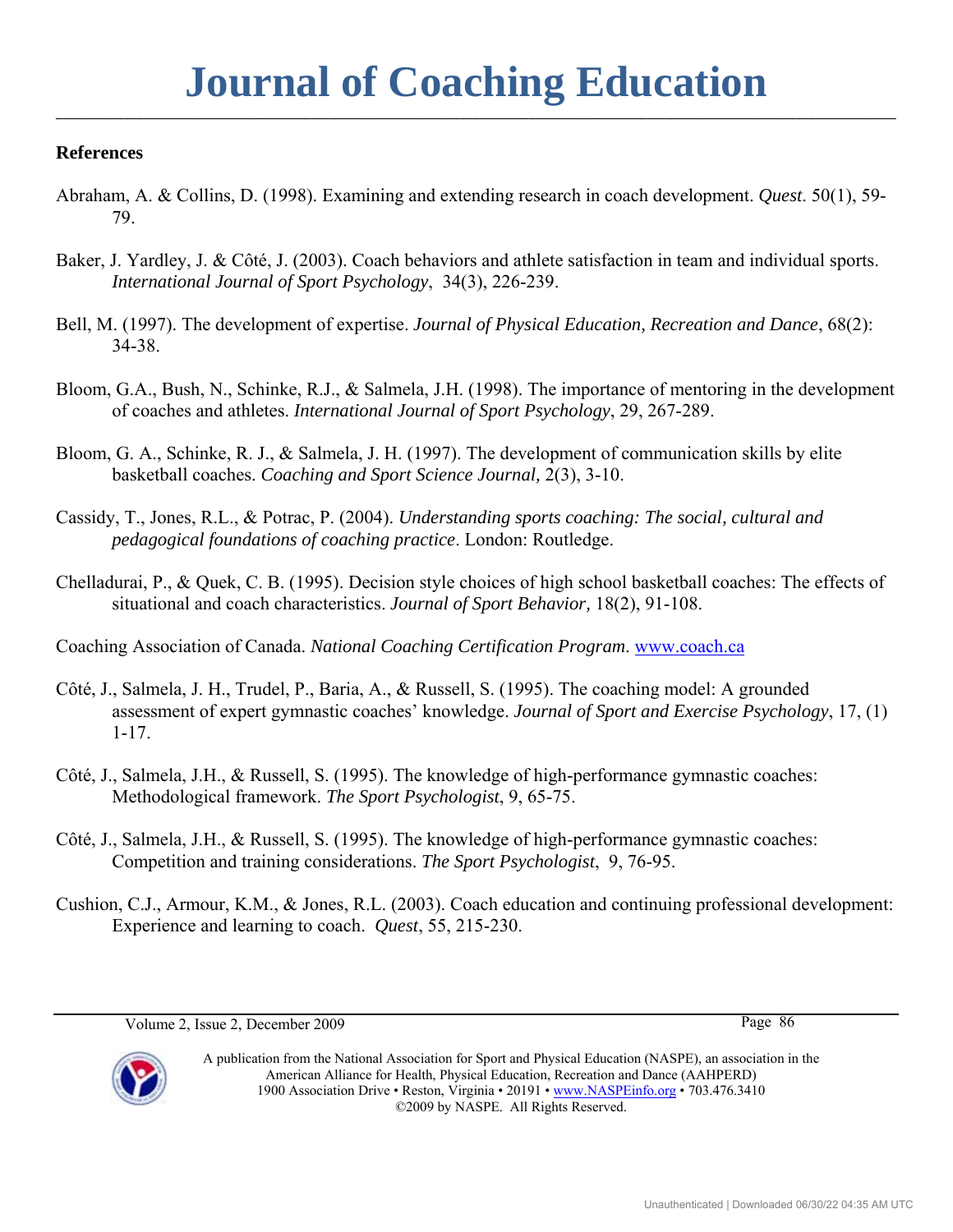**References**

Abraham, A. & Collins, D. (1998). Examining and extending research in coach development. *Quest*. 50(1), 59-79.

Baker, J. Yardley, J. & Côté, J. (2003). Coach behaviors and athlete satisfaction in team and individual sports. *International Journal of Sport Psychology*, 34(3), 226-239.

Bell, M. (1997). The development of expertise. *Journal of Physical Education, Recreation and Dance*, 68(2): 34-38.

Bloom, G.A., Bush, N., Schinke, R.J., & Salmela, J.H. (1998). The importance of mentoring in the development of coaches and athletes. *International Journal of Sport Psychology*, 29, 267-289.

Bloom, G. A., Schinke, R. J., & Salmela, J. H. (1997). The development of communication skills by elite basketball coaches. *Coaching and Sport Science Journal,* 2(3), 3-10.

Cassidy, T., Jones, R.L., & Potrac, P. (2004). *Understanding sports coaching: The social, cultural and pedagogical foundations of coaching practice*. London: Routledge.

Chelladurai, P., & Quek, C. B. (1995). Decision style choices of high school basketball coaches: The effects of situational and coach characteristics. *Journal of Sport Behavior,* 18(2), 91-108.

Coaching Association of Canada. *National Coaching Certification Program*. www.coach.ca

Côté, J., Salmela, J. H., Trudel, P., Baria, A., & Russell, S. (1995). The coaching model: A grounded assessment of expert gymnastic coaches' knowledge. *Journal of Sport and Exercise Psychology*, 17, (1) 1-17.

Côté, J., Salmela, J.H., & Russell, S. (1995). The knowledge of high-performance gymnastic coaches: Methodological framework. *The Sport Psychologist*, 9, 65-75.

Côté, J., Salmela, J.H., & Russell, S. (1995). The knowledge of high-performance gymnastic coaches: Competition and training considerations. *The Sport Psychologist*, 9, 76-95.

Cushion, C.J., Armour, K.M., & Jones, R.L. (2003). Coach education and continuing professional development: Experience and learning to coach. *Quest*, 55, 215-230.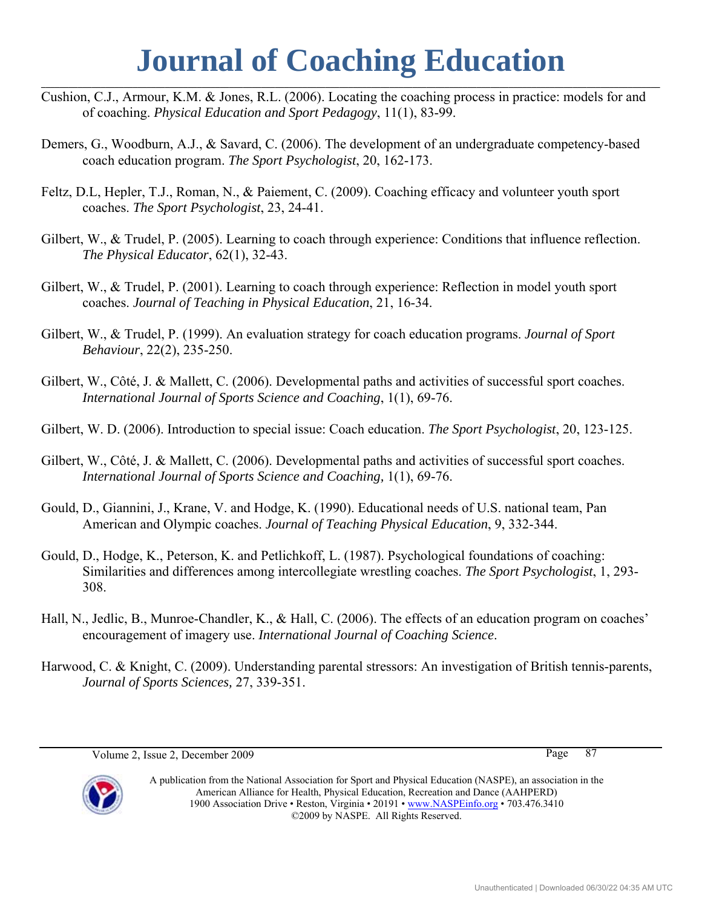Cushion, C.J., Armour, K.M. & Jones, R.L. (2006). Locating the coaching process in practice: models for and of coaching. *Physical Education and Sport Pedagogy*, 11(1), 83-99.

Demers, G., Woodburn, A.J., & Savard, C. (2006). The development of an undergraduate competency-based coach education program. *The Sport Psychologist*, 20, 162-173.

Feltz, D.L, Hepler, T.J., Roman, N., & Paiement, C. (2009). Coaching efficacy and volunteer youth sport coaches. *The Sport Psychologist*, 23, 24-41.

Gilbert, W., & Trudel, P. (2005). Learning to coach through experience: Conditions that influence reflection. *The Physical Educator*, 62(1), 32-43.

Gilbert, W., & Trudel, P. (2001). Learning to coach through experience: Reflection in model youth sport coaches. *Journal of Teaching in Physical Education*, 21, 16-34.

Gilbert, W., & Trudel, P. (1999). An evaluation strategy for coach education programs. *Journal of Sport Behaviour*, 22(2), 235-250.

Gilbert, W., Côté, J. & Mallett, C. (2006). Developmental paths and activities of successful sport coaches. *International Journal of Sports Science and Coaching*, 1(1), 69-76.

Gilbert, W. D. (2006). Introduction to special issue: Coach education. *The Sport Psychologist*, 20, 123-125.

Gilbert, W., Côté, J. & Mallett, C. (2006). Developmental paths and activities of successful sport coaches. *International Journal of Sports Science and Coaching,* 1(1), 69-76.

Gould, D., Giannini, J., Krane, V. and Hodge, K. (1990). Educational needs of U.S. national team, Pan American and Olympic coaches. *Journal of Teaching Physical Education*, 9, 332-344.

Gould, D., Hodge, K., Peterson, K. and Petlichkoff, L. (1987). Psychological foundations of coaching: Similarities and differences among intercollegiate wrestling coaches. *The Sport Psychologist*, 1, 293-308.

Hall, N., Jedlic, B., Munroe-Chandler, K., & Hall, C. (2006). The effects of an education program on coaches' encouragement of imagery use. *International Journal of Coaching Science*.

Harwood, C. & Knight, C. (2009). Understanding parental stressors: An investigation of British tennis-parents, *Journal of Sports Sciences,* 27, 339-351.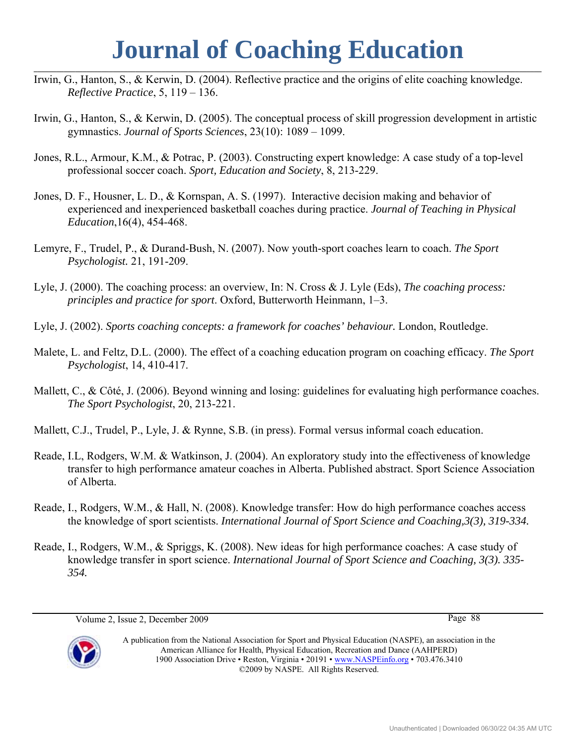Irwin, G., Hanton, S., & Kerwin, D. (2004). Reflective practice and the origins of elite coaching knowledge. *Reflective Practice*, 5, 119 – 136.

Irwin, G., Hanton, S., & Kerwin, D. (2005). The conceptual process of skill progression development in artistic gymnastics. *Journal of Sports Sciences*, 23(10): 1089 – 1099.

Jones, R.L., Armour, K.M., & Potrac, P. (2003). Constructing expert knowledge: A case study of a top-level professional soccer coach. *Sport, Education and Society*, 8, 213-229.

Jones, D. F., Housner, L. D., & Kornspan, A. S. (1997). Interactive decision making and behavior of experienced and inexperienced basketball coaches during practice. *Journal of Teaching in Physical Education*,16(4), 454-468.

Lemyre, F., Trudel, P., & Durand-Bush, N. (2007). Now youth-sport coaches learn to coach. *The Sport Psychologist.* 21, 191-209.

Lyle, J. (2000). The coaching process: an overview, In: N. Cross & J. Lyle (Eds), *The coaching process: principles and practice for sport*. Oxford, Butterworth Heinmann, 1–3.

Lyle, J. (2002). *Sports coaching concepts: a framework for coaches' behaviour.* London, Routledge.

Malete, L. and Feltz, D.L. (2000). The effect of a coaching education program on coaching efficacy. *The Sport Psychologist*, 14, 410-417.

Mallett, C., & Côté, J. (2006). Beyond winning and losing: guidelines for evaluating high performance coaches. *The Sport Psychologist*, 20, 213-221.

Mallett, C.J., Trudel, P., Lyle, J. & Rynne, S.B. (in press). Formal versus informal coach education.

Reade, I.L, Rodgers, W.M. & Watkinson, J. (2004). An exploratory study into the effectiveness of knowledge transfer to high performance amateur coaches in Alberta. Published abstract. Sport Science Association of Alberta.

Reade, I., Rodgers, W.M., & Hall, N. (2008). Knowledge transfer: How do high performance coaches access the knowledge of sport scientists. *International Journal of Sport Science and Coaching,3(3), 319-334.*

Reade, I., Rodgers, W.M., & Spriggs, K. (2008). New ideas for high performance coaches: A case study of knowledge transfer in sport science. *International Journal of Sport Science and Coaching, 3(3). 335-354.*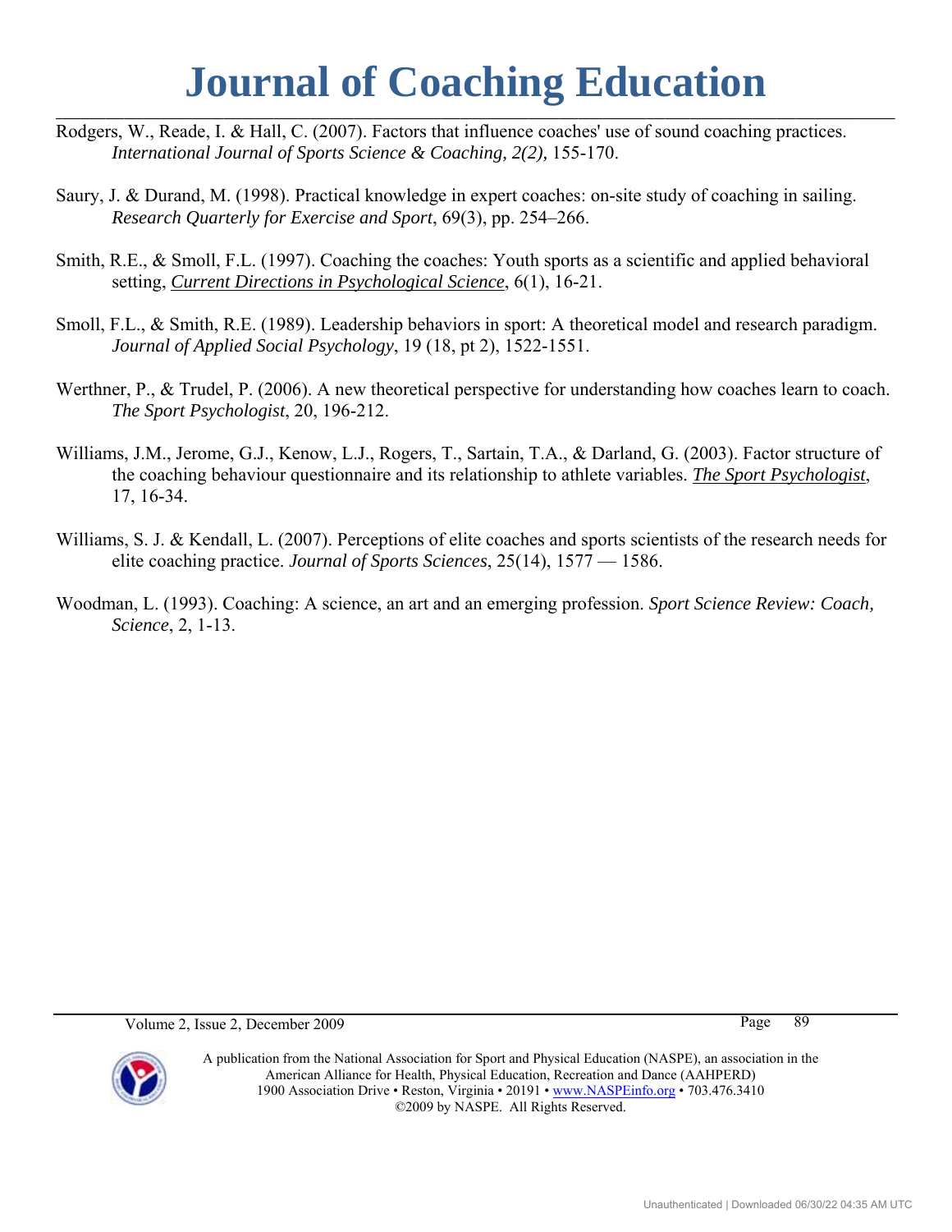Rodgers, W., Reade, I. & Hall, C. (2007). Factors that influence coaches' use of sound coaching practices. *International Journal of Sports Science & Coaching, 2(2),* 155-170.

Saury, J. & Durand, M. (1998). Practical knowledge in expert coaches: on-site study of coaching in sailing. *Research Quarterly for Exercise and Sport*, 69(3), pp. 254–266.

Smith, R.E., & Smoll, F.L. (1997). Coaching the coaches: Youth sports as a scientific and applied behavioral setting, *Current Directions in Psychological Science*, 6(1), 16-21.

Smoll, F.L., & Smith, R.E. (1989). Leadership behaviors in sport: A theoretical model and research paradigm. *Journal of Applied Social Psychology*, 19 (18, pt 2), 1522-1551.

Werthner, P., & Trudel, P. (2006). A new theoretical perspective for understanding how coaches learn to coach. *The Sport Psychologist*, 20, 196-212.

Williams, J.M., Jerome, G.J., Kenow, L.J., Rogers, T., Sartain, T.A., & Darland, G. (2003). Factor structure of the coaching behaviour questionnaire and its relationship to athlete variables. *The Sport Psychologist*, 17, 16-34.

Williams, S. J. & Kendall, L. (2007). Perceptions of elite coaches and sports scientists of the research needs for elite coaching practice. *Journal of Sports Sciences*, 25(14), 1577 — 1586.

Woodman, L. (1993). Coaching: A science, an art and an emerging profession. *Sport Science Review: Coach, Science*, 2, 1-13.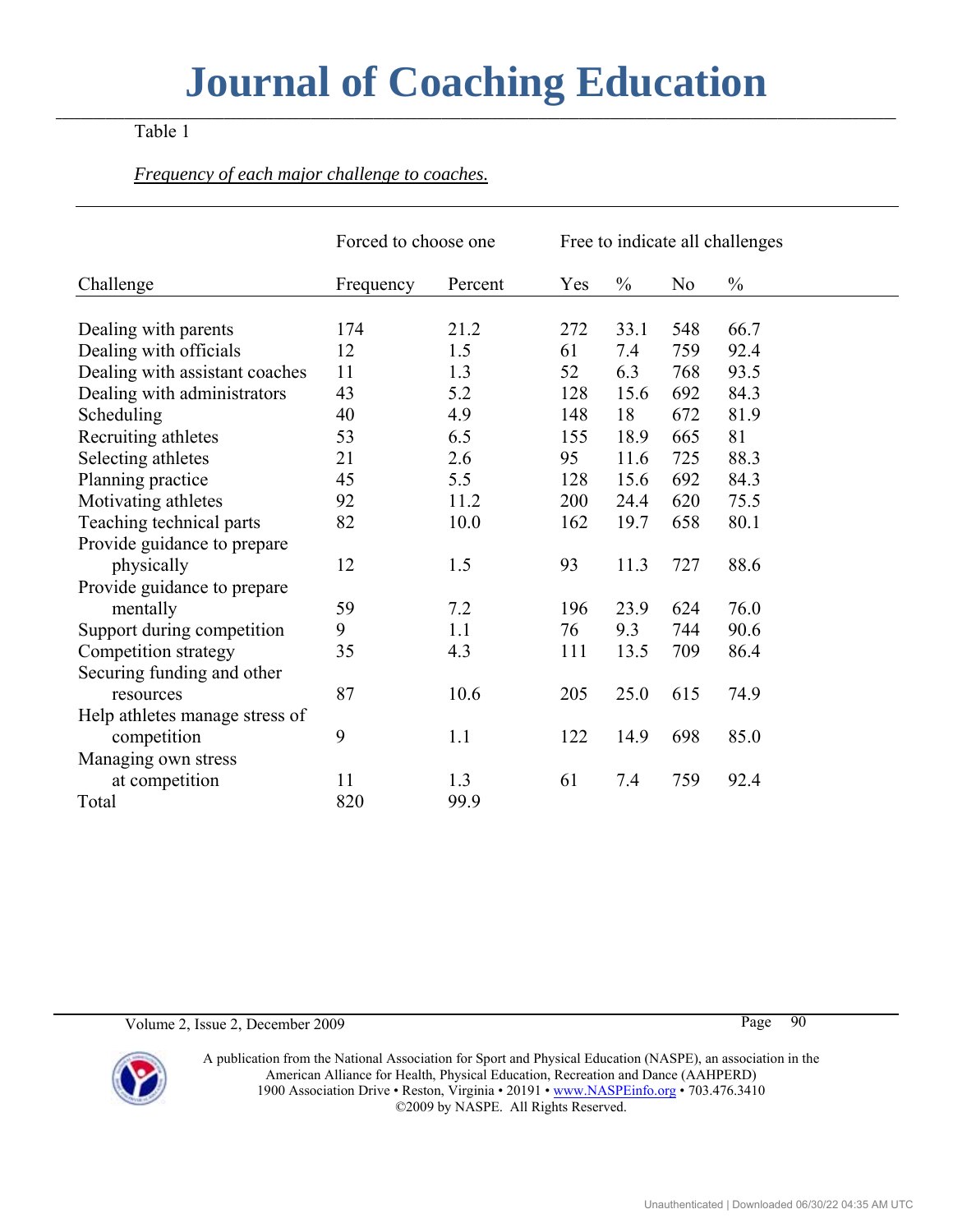Table 1

*Frequency of each major challenge to coaches.*

| | Forced to choose one | | Free to indicate all challenges | | | |
|---|---|---|---|---|---|---|
| Challenge | Frequency | Percent | Yes | % | No | % |
| Dealing with parents | 174 | 21.2 | 272 | 33.1 | 548 | 66.7 |
| Dealing with officials | 12 | 1.5 | 61 | 7.4 | 759 | 92.4 |
| Dealing with assistant coaches | 11 | 1.3 | 52 | 6.3 | 768 | 93.5 |
| Dealing with administrators | 43 | 5.2 | 128 | 15.6 | 692 | 84.3 |
| Scheduling | 40 | 4.9 | 148 | 18 | 672 | 81.9 |
| Recruiting athletes | 53 | 6.5 | 155 | 18.9 | 665 | 81 |
| Selecting athletes | 21 | 2.6 | 95 | 11.6 | 725 | 88.3 |
| Planning practice | 45 | 5.5 | 128 | 15.6 | 692 | 84.3 |
| Motivating athletes | 92 | 11.2 | 200 | 24.4 | 620 | 75.5 |
| Teaching technical parts | 82 | 10.0 | 162 | 19.7 | 658 | 80.1 |
| Provide guidance to prepare physically | 12 | 1.5 | 93 | 11.3 | 727 | 88.6 |
| Provide guidance to prepare mentally | 59 | 7.2 | 196 | 23.9 | 624 | 76.0 |
| Support during competition | 9 | 1.1 | 76 | 9.3 | 744 | 90.6 |
| Competition strategy | 35 | 4.3 | 111 | 13.5 | 709 | 86.4 |
| Securing funding and other resources | 87 | 10.6 | 205 | 25.0 | 615 | 74.9 |
| Help athletes manage stress of competition | 9 | 1.1 | 122 | 14.9 | 698 | 85.0 |
| Managing own stress at competition | 11 | 1.3 | 61 | 7.4 | 759 | 92.4 |
| Total | 820 | 99.9 | | | | |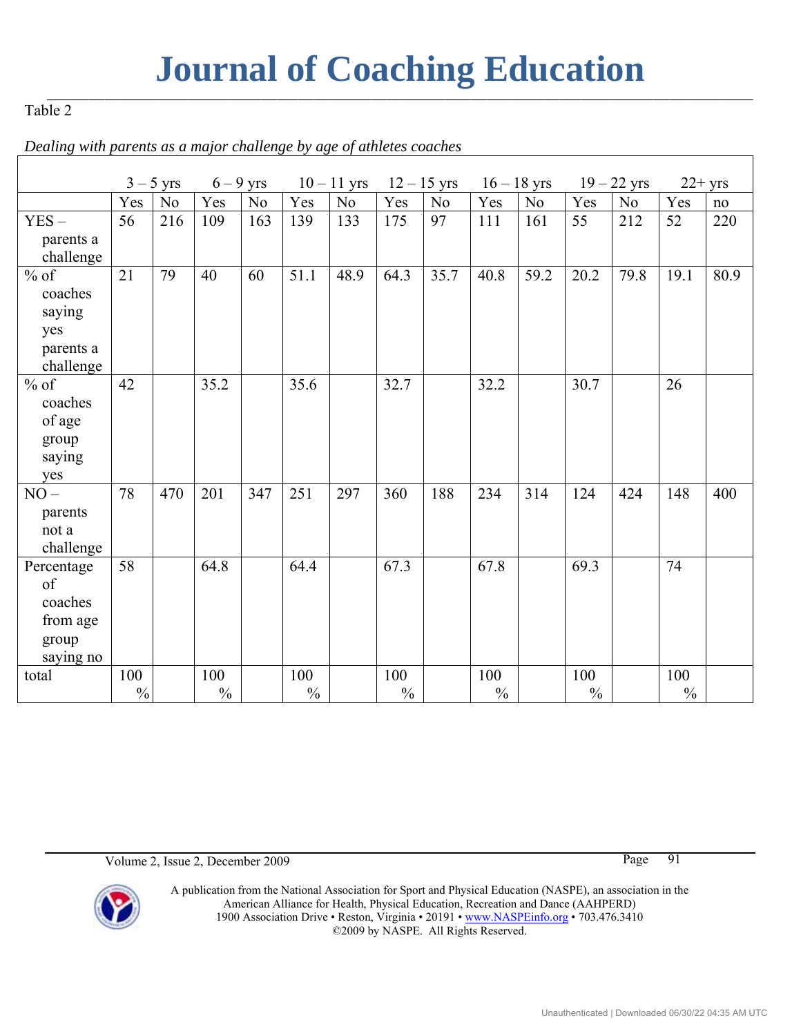Table 2

*Dealing with parents as a major challenge by age of athletes coaches*

| | 3 – 5 yrs | | 6 – 9 yrs | | 10 – 11 yrs | | 12 – 15 yrs | | 16 – 18 yrs | | 19 – 22 yrs | | 22+ yrs | |
|---|---|---|---|---|---|---|---|---|---|---|---|---|---|---|
| | Yes | No | Yes | No | Yes | No | Yes | No | Yes | No | Yes | No | Yes | no |
| YES – parents a challenge | 56 | 216 | 109 | 163 | 139 | 133 | 175 | 97 | 111 | 161 | 55 | 212 | 52 | 220 |
| % of coaches saying yes parents a challenge | 21 | 79 | 40 | 60 | 51.1 | 48.9 | 64.3 | 35.7 | 40.8 | 59.2 | 20.2 | 79.8 | 19.1 | 80.9 |
| % of coaches of age group saying yes | 42 | | 35.2 | | 35.6 | | 32.7 | | 32.2 | | 30.7 | | 26 | |
| NO – parents not a challenge | 78 | 470 | 201 | 347 | 251 | 297 | 360 | 188 | 234 | 314 | 124 | 424 | 148 | 400 |
| Percentage of coaches from age group saying no | 58 | | 64.8 | | 64.4 | | 67.3 | | 67.8 | | 69.3 | | 74 | |
| total | 100 % | | 100 % | | 100 % | | 100 % | | 100 % | | 100 % | | 100 % | |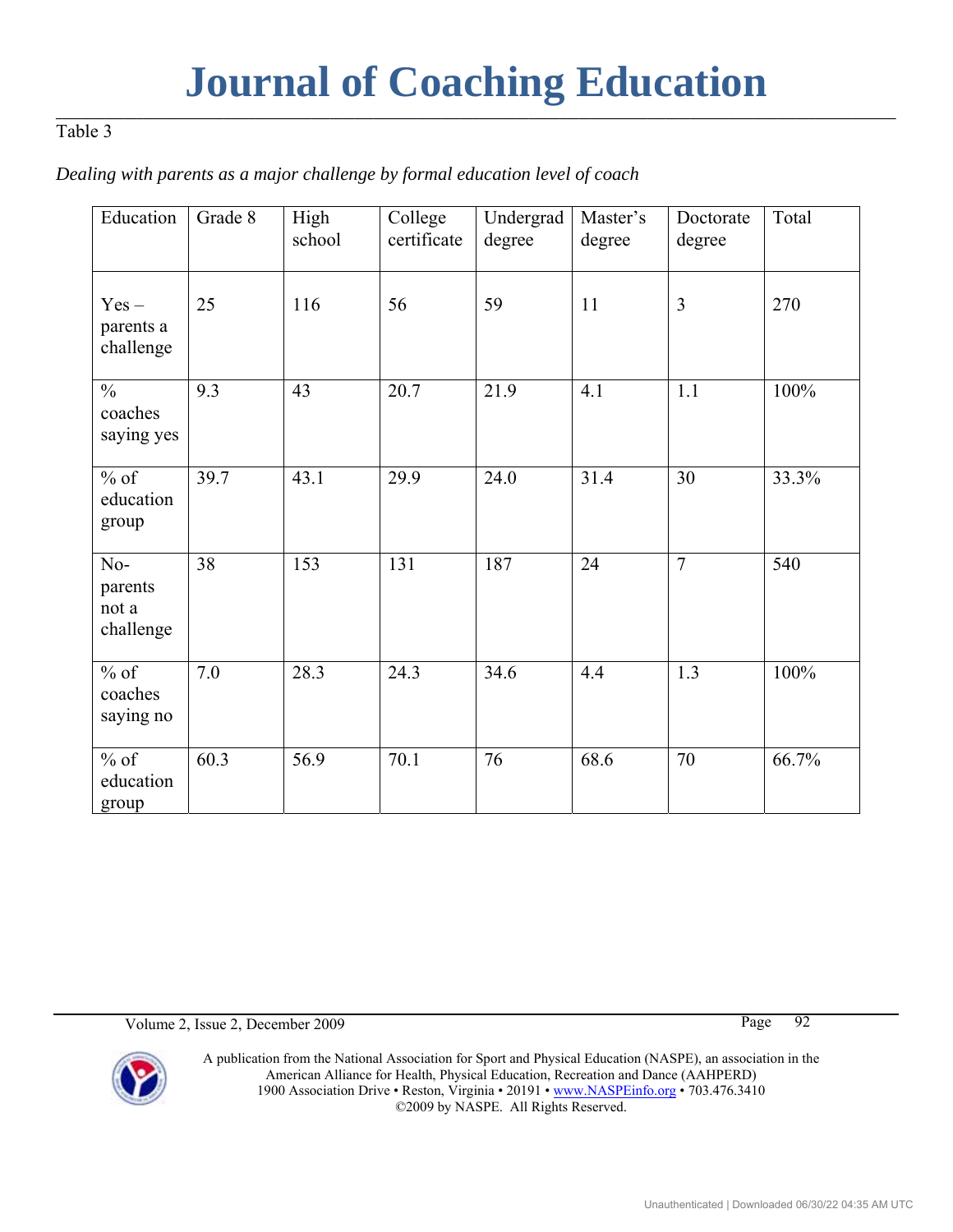Table 3

*Dealing with parents as a major challenge by formal education level of coach*

| Education | Grade 8 | High school | College certificate | Undergrad degree | Master's degree | Doctorate degree | Total |
|---|---|---|---|---|---|---|---|
| Yes – parents a challenge | 25 | 116 | 56 | 59 | 11 | 3 | 270 |
| % coaches saying yes | 9.3 | 43 | 20.7 | 21.9 | 4.1 | 1.1 | 100% |
| % of education group | 39.7 | 43.1 | 29.9 | 24.0 | 31.4 | 30 | 33.3% |
| No- parents not a challenge | 38 | 153 | 131 | 187 | 24 | 7 | 540 |
| % of coaches saying no | 7.0 | 28.3 | 24.3 | 34.6 | 4.4 | 1.3 | 100% |
| % of education group | 60.3 | 56.9 | 70.1 | 76 | 68.6 | 70 | 66.7% |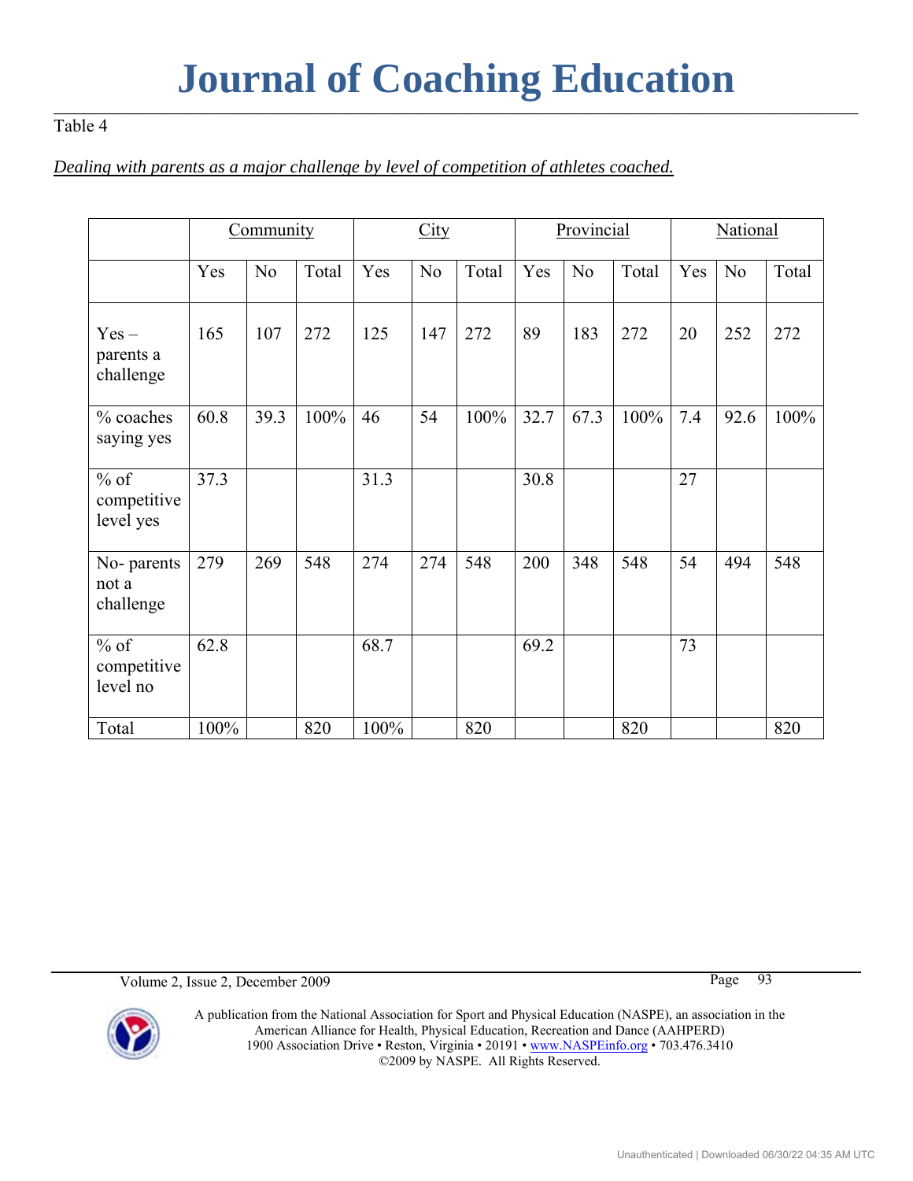Table 4

*Dealing with parents as a major challenge by level of competition of athletes coached.*

| | Community | | | City | | | Provincial | | | National | | |
|---|---|---|---|---|---|---|---|---|---|---|---|---|
| | Yes | No | Total | Yes | No | Total | Yes | No | Total | Yes | No | Total |
| Yes – parents a challenge | 165 | 107 | 272 | 125 | 147 | 272 | 89 | 183 | 272 | 20 | 252 | 272 |
| % coaches saying yes | 60.8 | 39.3 | 100% | 46 | 54 | 100% | 32.7 | 67.3 | 100% | 7.4 | 92.6 | 100% |
| % of competitive level yes | 37.3 | | | 31.3 | | | 30.8 | | | 27 | | |
| No- parents not a challenge | 279 | 269 | 548 | 274 | 274 | 548 | 200 | 348 | 548 | 54 | 494 | 548 |
| % of competitive level no | 62.8 | | | 68.7 | | | 69.2 | | | 73 | | |
| Total | 100% | | 820 | 100% | | 820 | | | 820 | | | 820 |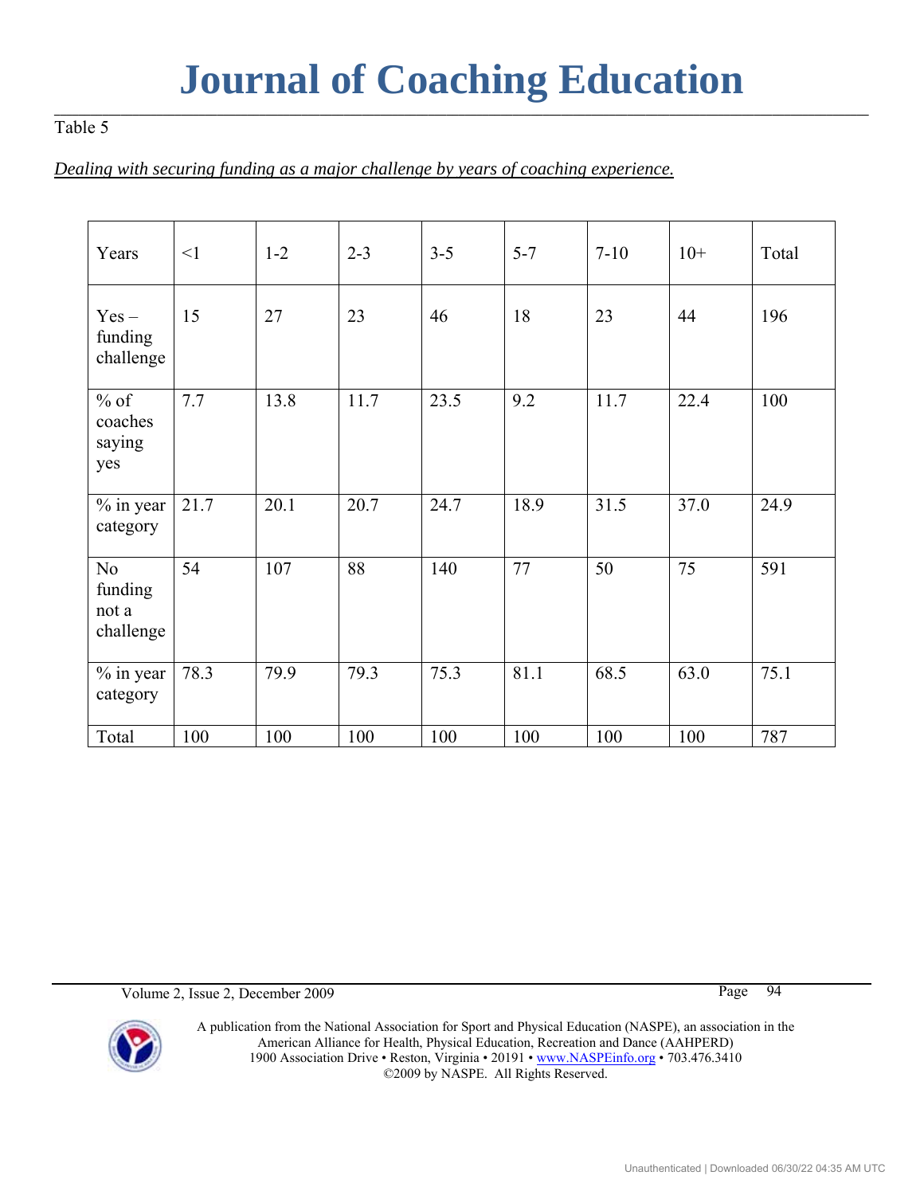Table 5

*Dealing with securing funding as a major challenge by years of coaching experience.*

| Years | <1 | 1-2 | 2-3 | 3-5 | 5-7 | 7-10 | 10+ | Total |
|---|---|---|---|---|---|---|---|---|
| Yes – funding challenge | 15 | 27 | 23 | 46 | 18 | 23 | 44 | 196 |
| % of coaches saying yes | 7.7 | 13.8 | 11.7 | 23.5 | 9.2 | 11.7 | 22.4 | 100 |
| % in year category | 21.7 | 20.1 | 20.7 | 24.7 | 18.9 | 31.5 | 37.0 | 24.9 |
| No funding not a challenge | 54 | 107 | 88 | 140 | 77 | 50 | 75 | 591 |
| % in year category | 78.3 | 79.9 | 79.3 | 75.3 | 81.1 | 68.5 | 63.0 | 75.1 |
| Total | 100 | 100 | 100 | 100 | 100 | 100 | 100 | 787 |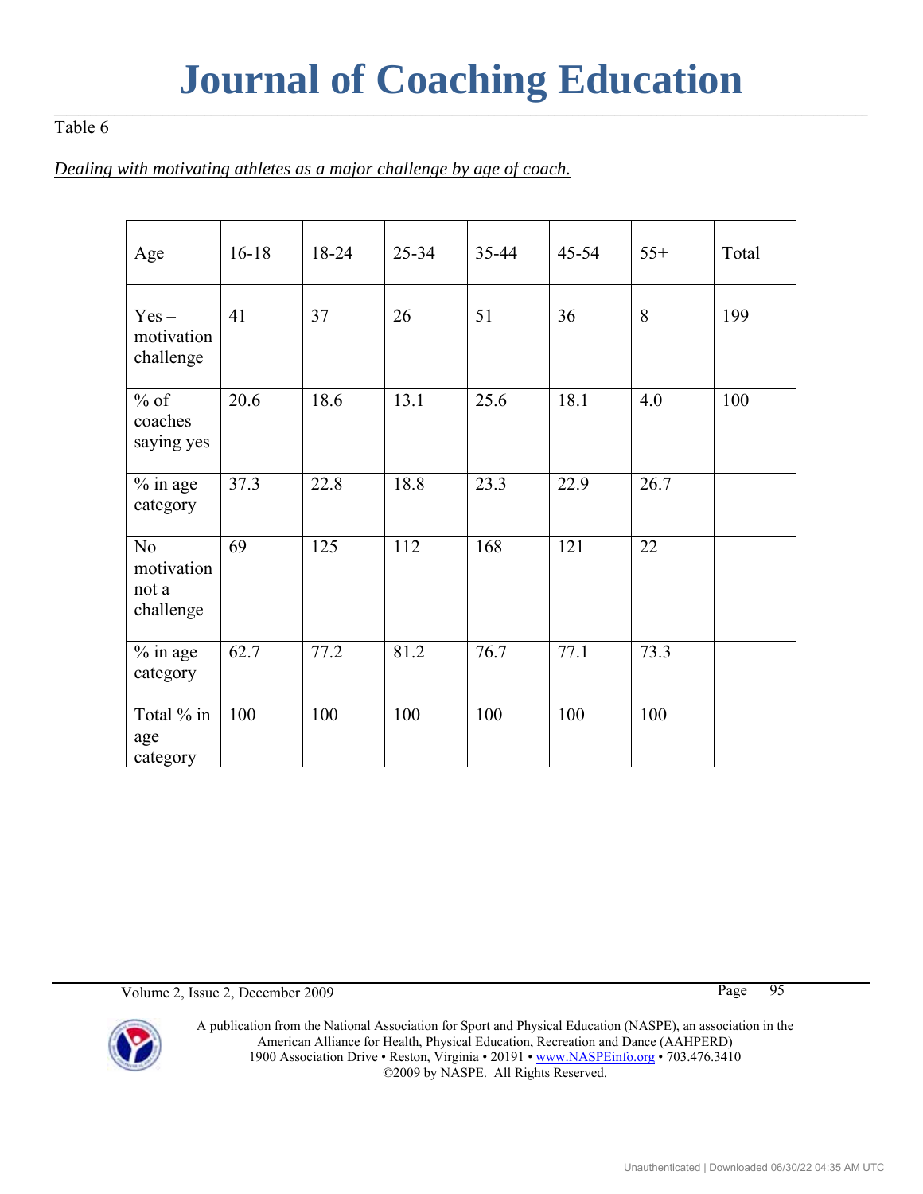Table 6

*Dealing with motivating athletes as a major challenge by age of coach.*

| Age | 16-18 | 18-24 | 25-34 | 35-44 | 45-54 | 55+ | Total |
|---|---|---|---|---|---|---|---|
| Yes – motivation challenge | 41 | 37 | 26 | 51 | 36 | 8 | 199 |
| % of coaches saying yes | 20.6 | 18.6 | 13.1 | 25.6 | 18.1 | 4.0 | 100 |
| % in age category | 37.3 | 22.8 | 18.8 | 23.3 | 22.9 | 26.7 | |
| No motivation not a challenge | 69 | 125 | 112 | 168 | 121 | 22 | |
| % in age category | 62.7 | 77.2 | 81.2 | 76.7 | 77.1 | 73.3 | |
| Total % in age category | 100 | 100 | 100 | 100 | 100 | 100 | |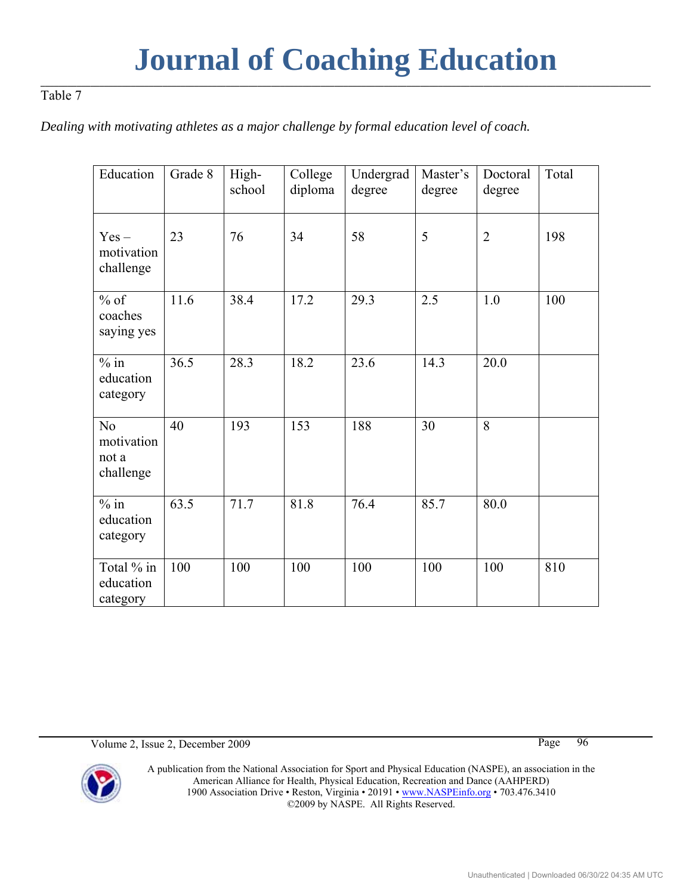Table 7

*Dealing with motivating athletes as a major challenge by formal education level of coach.*

| Education | Grade 8 | High-school | College diploma | Undergrad degree | Master's degree | Doctoral degree | Total |
|---|---|---|---|---|---|---|---|
| Yes – motivation challenge | 23 | 76 | 34 | 58 | 5 | 2 | 198 |
| % of coaches saying yes | 11.6 | 38.4 | 17.2 | 29.3 | 2.5 | 1.0 | 100 |
| % in education category | 36.5 | 28.3 | 18.2 | 23.6 | 14.3 | 20.0 | |
| No motivation not a challenge | 40 | 193 | 153 | 188 | 30 | 8 | |
| % in education category | 63.5 | 71.7 | 81.8 | 76.4 | 85.7 | 80.0 | |
| Total % in education category | 100 | 100 | 100 | 100 | 100 | 100 | 810 |